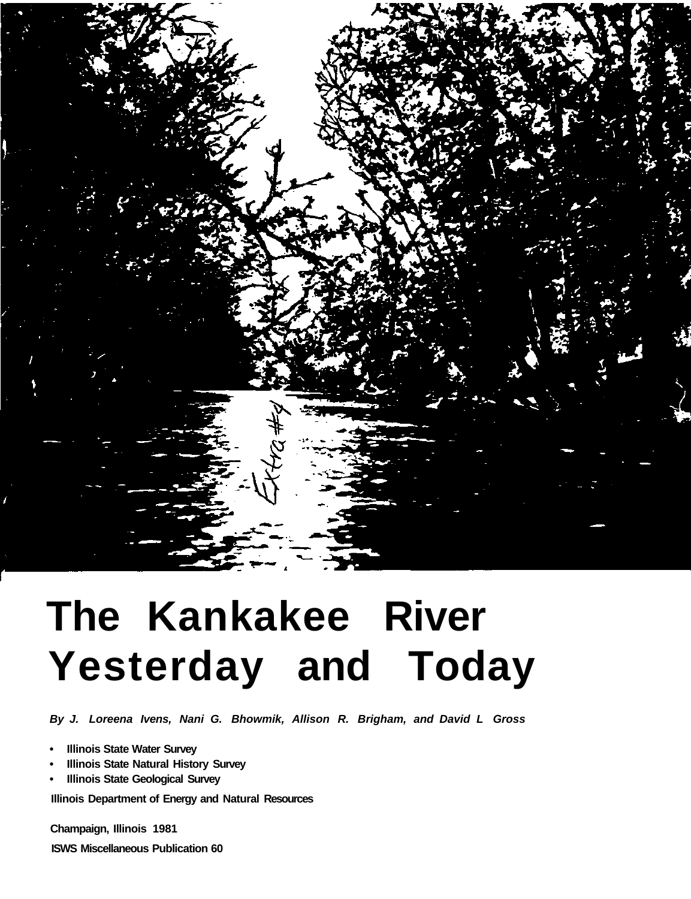# The Kankakee River Yesterday and Today

*By J. Loreena Ivens, Nani G. Bhowmik, Allison R. Brigham, and David L Gross*

- Illinois State Water Survey
- Illinois State Natural History Survey
- Illinois State Geological Survey

Illinois Department of Energy and Natural Resources

Champaign, Illinois 1981

ISWS Miscellaneous Publication 60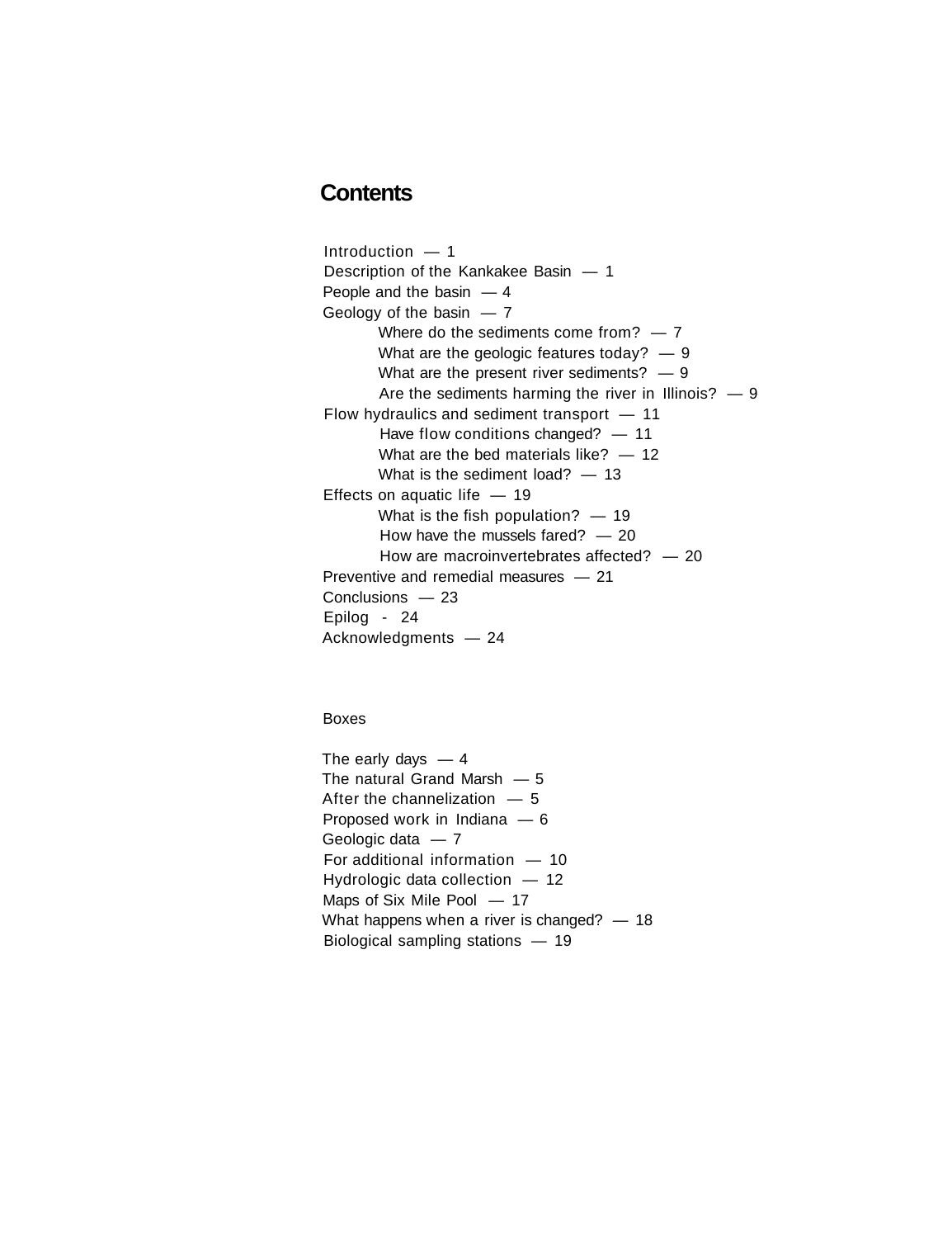# Contents

Introduction — 1
Description of the Kankakee Basin — 1
People and the basin — 4
Geology of the basin — 7
- Where do the sediments come from? — 7
- What are the geologic features today? — 9
- What are the present river sediments? — 9
- Are the sediments harming the river in Illinois? — 9

Flow hydraulics and sediment transport — 11
- Have flow conditions changed? — 11
- What are the bed materials like? — 12
- What is the sediment load? — 13

Effects on aquatic life — 19
- What is the fish population? — 19
- How have the mussels fared? — 20
- How are macroinvertebrates affected? — 20

Preventive and remedial measures — 21
Conclusions — 23
Epilog - 24
Acknowledgments — 24

Boxes

The early days — 4
The natural Grand Marsh — 5
After the channelization — 5
Proposed work in Indiana — 6
Geologic data — 7
For additional information — 10
Hydrologic data collection — 12
Maps of Six Mile Pool — 17
What happens when a river is changed? — 18
Biological sampling stations — 19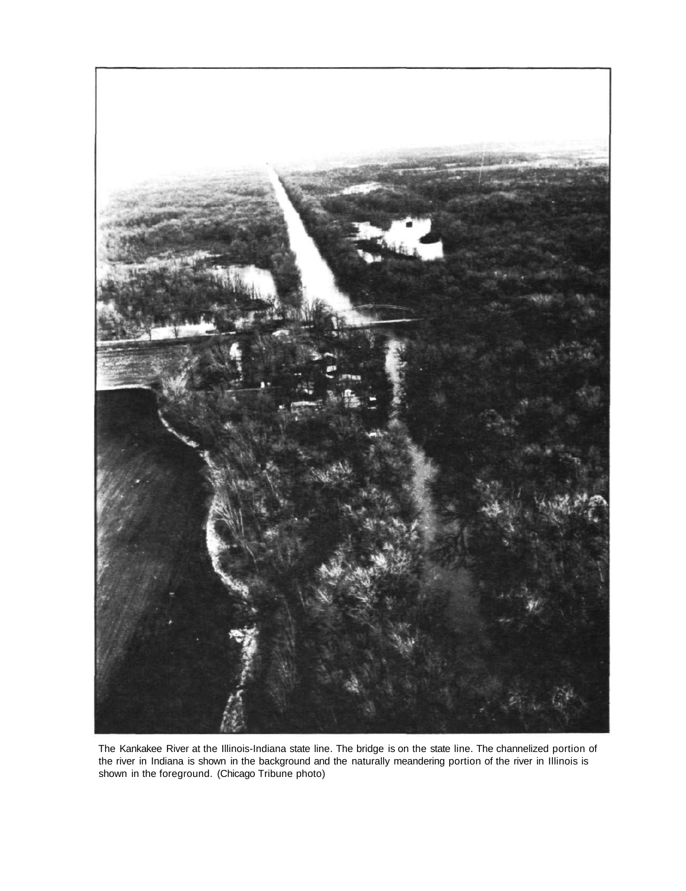The Kankakee River at the Illinois-Indiana state line. The bridge is on the state line. The channelized portion of the river in Indiana is shown in the background and the naturally meandering portion of the river in Illinois is shown in the foreground. (Chicago Tribune photo)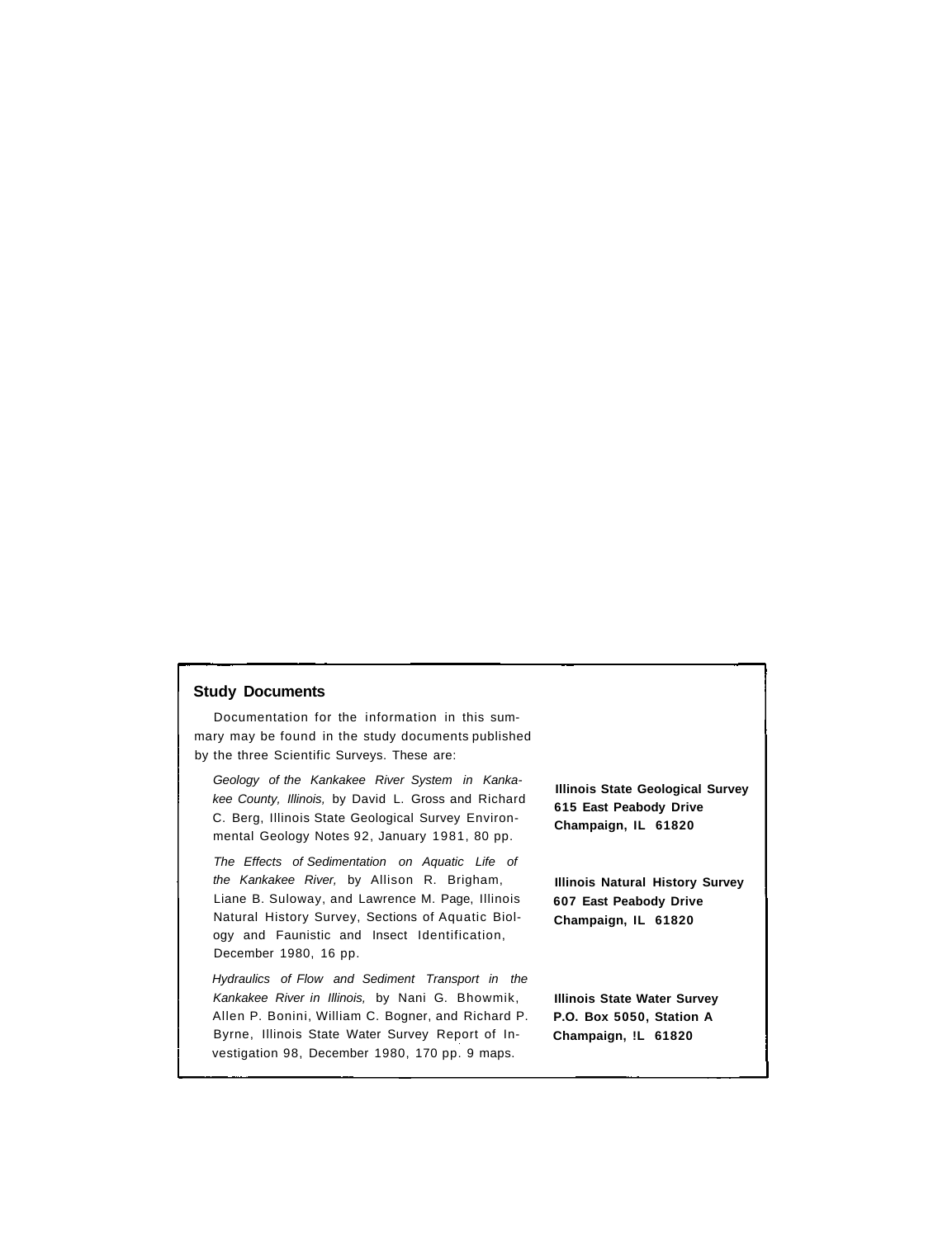## Study Documents

Documentation for the information in this summary may be found in the study documents published by the three Scientific Surveys. These are:

*Geology of the Kankakee River System in Kankakee County, Illinois,* by David L. Gross and Richard C. Berg, Illinois State Geological Survey Environmental Geology Notes 92, January 1981, 80 pp.

**Illinois State Geological Survey**
**615 East Peabody Drive**
**Champaign, IL 61820**

*The Effects of Sedimentation on Aquatic Life of the Kankakee River,* by Allison R. Brigham, Liane B. Suloway, and Lawrence M. Page, Illinois Natural History Survey, Sections of Aquatic Biology and Faunistic and Insect Identification, December 1980, 16 pp.

**Illinois Natural History Survey**
**607 East Peabody Drive**
**Champaign, IL 61820**

*Hydraulics of Flow and Sediment Transport in the Kankakee River in Illinois,* by Nani G. Bhowmik, Allen P. Bonini, William C. Bogner, and Richard P. Byrne, Illinois State Water Survey Report of Investigation 98, December 1980, 170 pp. 9 maps.

**Illinois State Water Survey**
**P.O. Box 5050, Station A**
**Champaign, IL 61820**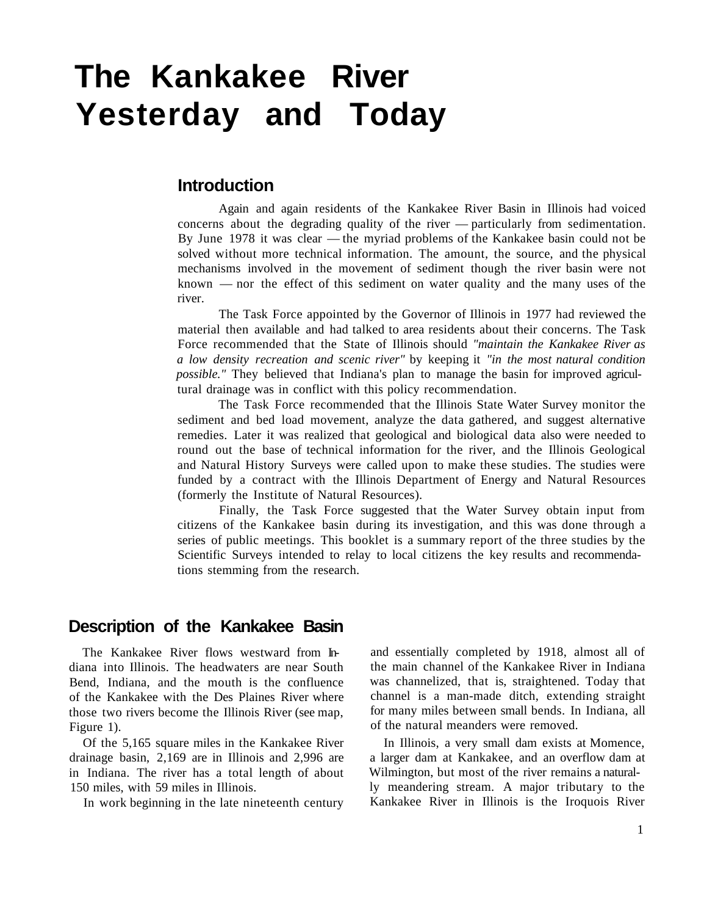# The Kankakee River Yesterday and Today

## Introduction

Again and again residents of the Kankakee River Basin in Illinois had voiced concerns about the degrading quality of the river — particularly from sedimentation. By June 1978 it was clear — the myriad problems of the Kankakee basin could not be solved without more technical information. The amount, the source, and the physical mechanisms involved in the movement of sediment though the river basin were not known — nor the effect of this sediment on water quality and the many uses of the river.

The Task Force appointed by the Governor of Illinois in 1977 had reviewed the material then available and had talked to area residents about their concerns. The Task Force recommended that the State of Illinois should *"maintain the Kankakee River as a low density recreation and scenic river"* by keeping it *"in the most natural condition possible."* They believed that Indiana's plan to manage the basin for improved agricultural drainage was in conflict with this policy recommendation.

The Task Force recommended that the Illinois State Water Survey monitor the sediment and bed load movement, analyze the data gathered, and suggest alternative remedies. Later it was realized that geological and biological data also were needed to round out the base of technical information for the river, and the Illinois Geological and Natural History Surveys were called upon to make these studies. The studies were funded by a contract with the Illinois Department of Energy and Natural Resources (formerly the Institute of Natural Resources).

Finally, the Task Force suggested that the Water Survey obtain input from citizens of the Kankakee basin during its investigation, and this was done through a series of public meetings. This booklet is a summary report of the three studies by the Scientific Surveys intended to relay to local citizens the key results and recommendations stemming from the research.

## Description of the Kankakee Basin

The Kankakee River flows westward from Indiana into Illinois. The headwaters are near South Bend, Indiana, and the mouth is the confluence of the Kankakee with the Des Plaines River where those two rivers become the Illinois River (see map, Figure 1).

Of the 5,165 square miles in the Kankakee River drainage basin, 2,169 are in Illinois and 2,996 are in Indiana. The river has a total length of about 150 miles, with 59 miles in Illinois.

In work beginning in the late nineteenth century and essentially completed by 1918, almost all of the main channel of the Kankakee River in Indiana was channelized, that is, straightened. Today that channel is a man-made ditch, extending straight for many miles between small bends. In Indiana, all of the natural meanders were removed.

In Illinois, a very small dam exists at Momence, a larger dam at Kankakee, and an overflow dam at Wilmington, but most of the river remains a naturally meandering stream. A major tributary to the Kankakee River in Illinois is the Iroquois River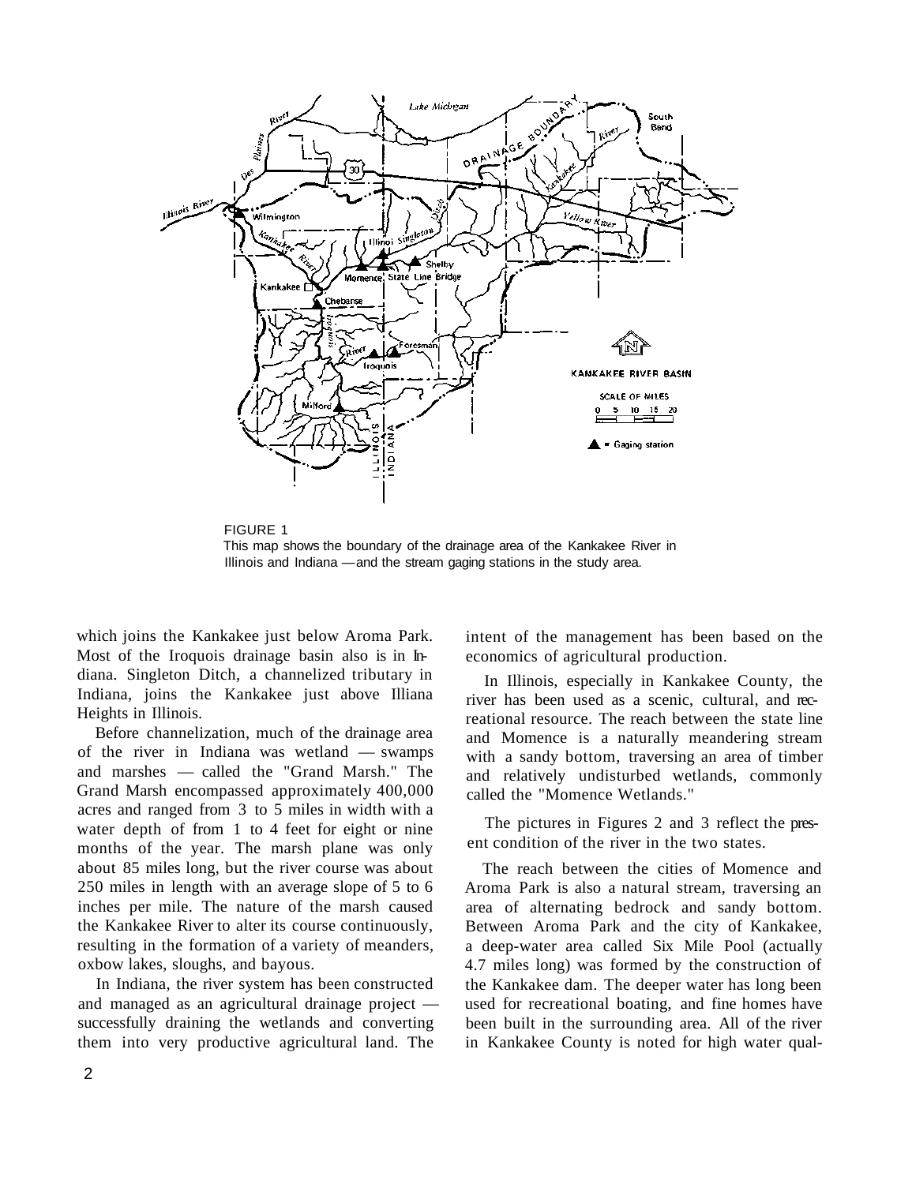FIGURE 1
This map shows the boundary of the drainage area of the Kankakee River in Illinois and Indiana — and the stream gaging stations in the study area.

which joins the Kankakee just below Aroma Park. Most of the Iroquois drainage basin also is in Indiana. Singleton Ditch, a channelized tributary in Indiana, joins the Kankakee just above Illiana Heights in Illinois.

Before channelization, much of the drainage area of the river in Indiana was wetland — swamps and marshes — called the "Grand Marsh." The Grand Marsh encompassed approximately 400,000 acres and ranged from 3 to 5 miles in width with a water depth of from 1 to 4 feet for eight or nine months of the year. The marsh plane was only about 85 miles long, but the river course was about 250 miles in length with an average slope of 5 to 6 inches per mile. The nature of the marsh caused the Kankakee River to alter its course continuously, resulting in the formation of a variety of meanders, oxbow lakes, sloughs, and bayous.

In Indiana, the river system has been constructed and managed as an agricultural drainage project — successfully draining the wetlands and converting them into very productive agricultural land. The intent of the management has been based on the economics of agricultural production.

In Illinois, especially in Kankakee County, the river has been used as a scenic, cultural, and recreational resource. The reach between the state line and Momence is a naturally meandering stream with a sandy bottom, traversing an area of timber and relatively undisturbed wetlands, commonly called the "Momence Wetlands."

The pictures in Figures 2 and 3 reflect the present condition of the river in the two states.

The reach between the cities of Momence and Aroma Park is also a natural stream, traversing an area of alternating bedrock and sandy bottom. Between Aroma Park and the city of Kankakee, a deep-water area called Six Mile Pool (actually 4.7 miles long) was formed by the construction of the Kankakee dam. The deeper water has long been used for recreational boating, and fine homes have been built in the surrounding area. All of the river in Kankakee County is noted for high water qual-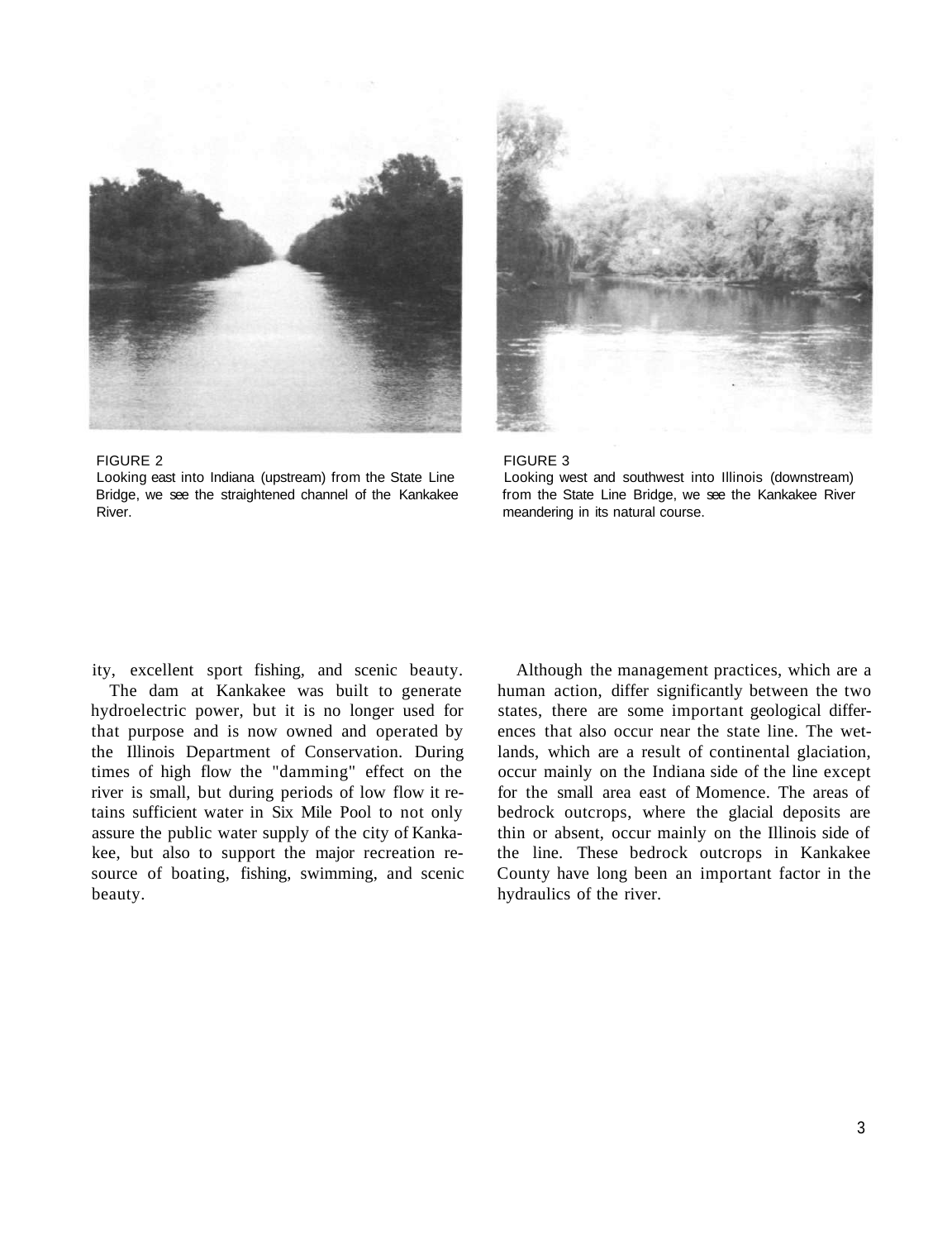FIGURE 2
Looking east into Indiana (upstream) from the State Line Bridge, we see the straightened channel of the Kankakee River.

FIGURE 3
Looking west and southwest into Illinois (downstream) from the State Line Bridge, we see the Kankakee River meandering in its natural course.

ity, excellent sport fishing, and scenic beauty.

The dam at Kankakee was built to generate hydroelectric power, but it is no longer used for that purpose and is now owned and operated by the Illinois Department of Conservation. During times of high flow the "damming" effect on the river is small, but during periods of low flow it retains sufficient water in Six Mile Pool to not only assure the public water supply of the city of Kankakee, but also to support the major recreation resource of boating, fishing, swimming, and scenic beauty.

Although the management practices, which are a human action, differ significantly between the two states, there are some important geological differences that also occur near the state line. The wetlands, which are a result of continental glaciation, occur mainly on the Indiana side of the line except for the small area east of Momence. The areas of bedrock outcrops, where the glacial deposits are thin or absent, occur mainly on the Illinois side of the line. These bedrock outcrops in Kankakee County have long been an important factor in the hydraulics of the river.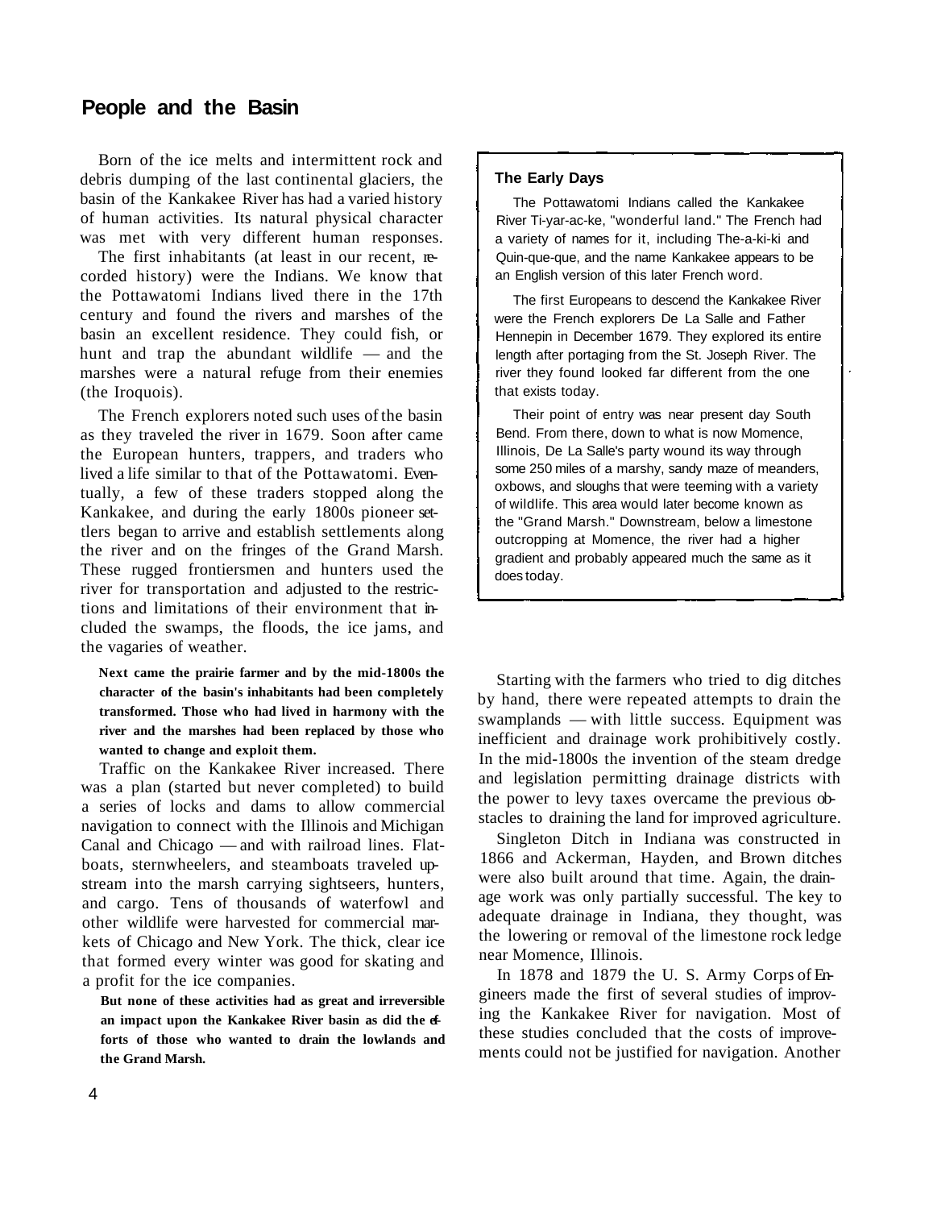## People and the Basin

Born of the ice melts and intermittent rock and debris dumping of the last continental glaciers, the basin of the Kankakee River has had a varied history of human activities. Its natural physical character was met with very different human responses.

The first inhabitants (at least in our recent, recorded history) were the Indians. We know that the Pottawatomi Indians lived there in the 17th century and found the rivers and marshes of the basin an excellent residence. They could fish, or hunt and trap the abundant wildlife — and the marshes were a natural refuge from their enemies (the Iroquois).

The French explorers noted such uses of the basin as they traveled the river in 1679. Soon after came the European hunters, trappers, and traders who lived a life similar to that of the Pottawatomi. Eventually, a few of these traders stopped along the Kankakee, and during the early 1800s pioneer settlers began to arrive and establish settlements along the river and on the fringes of the Grand Marsh. These rugged frontiersmen and hunters used the river for transportation and adjusted to the restrictions and limitations of their environment that included the swamps, the floods, the ice jams, and the vagaries of weather.

**Next came the prairie farmer and by the mid-1800s the character of the basin's inhabitants had been completely transformed. Those who had lived in harmony with the river and the marshes had been replaced by those who wanted to change and exploit them.**

Traffic on the Kankakee River increased. There was a plan (started but never completed) to build a series of locks and dams to allow commercial navigation to connect with the Illinois and Michigan Canal and Chicago — and with railroad lines. Flatboats, sternwheelers, and steamboats traveled upstream into the marsh carrying sightseers, hunters, and cargo. Tens of thousands of waterfowl and other wildlife were harvested for commercial markets of Chicago and New York. The thick, clear ice that formed every winter was good for skating and a profit for the ice companies.

**But none of these activities had as great and irreversible an impact upon the Kankakee River basin as did the efforts of those who wanted to drain the lowlands and the Grand Marsh.**

### The Early Days

The Pottawatomi Indians called the Kankakee River Ti-yar-ac-ke, "wonderful land." The French had a variety of names for it, including The-a-ki-ki and Quin-que-que, and the name Kankakee appears to be an English version of this later French word.

The first Europeans to descend the Kankakee River were the French explorers De La Salle and Father Hennepin in December 1679. They explored its entire length after portaging from the St. Joseph River. The river they found looked far different from the one that exists today.

Their point of entry was near present day South Bend. From there, down to what is now Momence, Illinois, De La Salle's party wound its way through some 250 miles of a marshy, sandy maze of meanders, oxbows, and sloughs that were teeming with a variety of wildlife. This area would later become known as the "Grand Marsh." Downstream, below a limestone outcropping at Momence, the river had a higher gradient and probably appeared much the same as it does today.

Starting with the farmers who tried to dig ditches by hand, there were repeated attempts to drain the swamplands — with little success. Equipment was inefficient and drainage work prohibitively costly. In the mid-1800s the invention of the steam dredge and legislation permitting drainage districts with the power to levy taxes overcame the previous obstacles to draining the land for improved agriculture.

Singleton Ditch in Indiana was constructed in 1866 and Ackerman, Hayden, and Brown ditches were also built around that time. Again, the drainage work was only partially successful. The key to adequate drainage in Indiana, they thought, was the lowering or removal of the limestone rock ledge near Momence, Illinois.

In 1878 and 1879 the U. S. Army Corps of Engineers made the first of several studies of improving the Kankakee River for navigation. Most of these studies concluded that the costs of improvements could not be justified for navigation. Another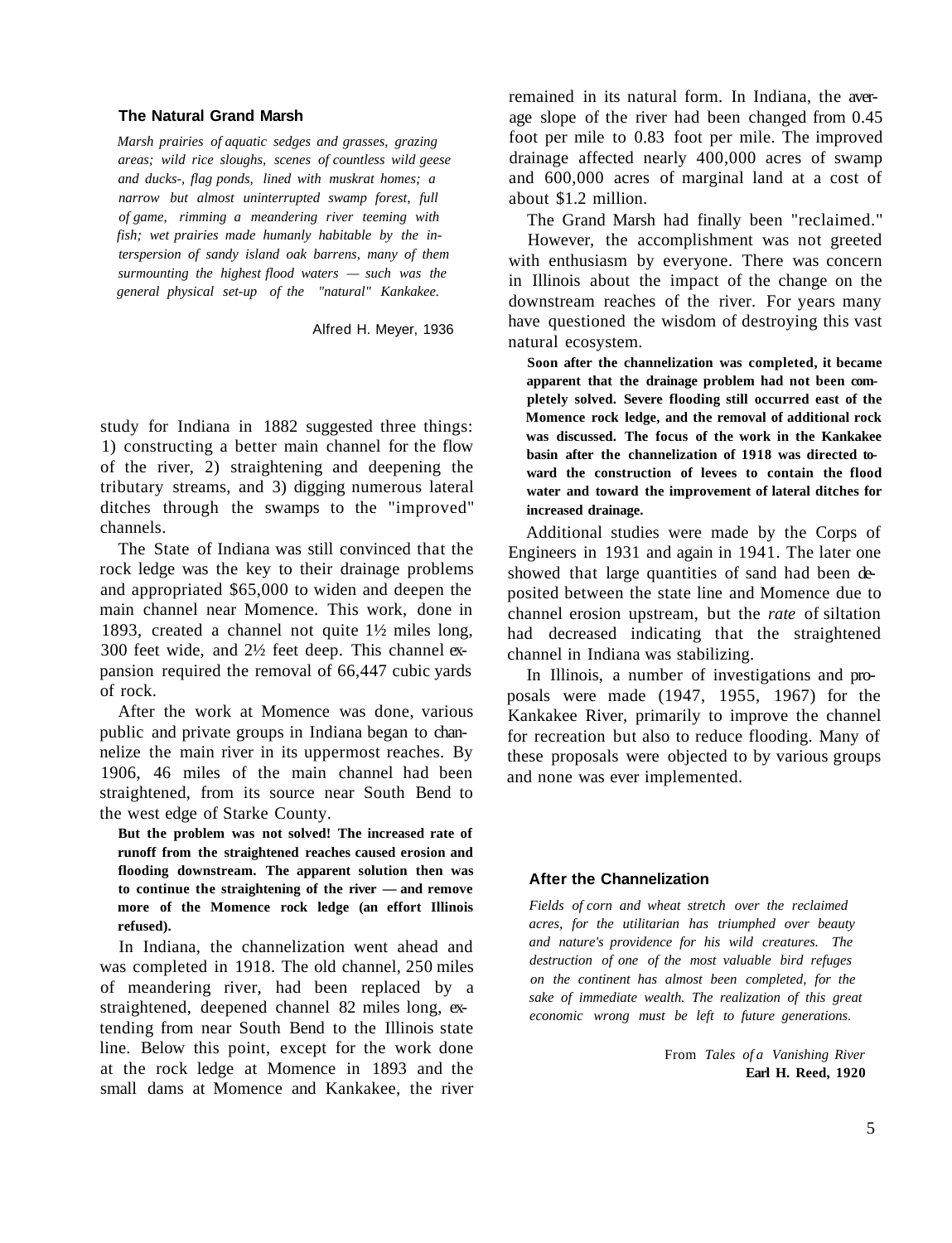### The Natural Grand Marsh

*Marsh prairies of aquatic sedges and grasses, grazing areas; wild rice sloughs, scenes of countless wild geese and ducks-, flag ponds, lined with muskrat homes; a narrow but almost uninterrupted swamp forest, full of game, rimming a meandering river teeming with fish; wet prairies made humanly habitable by the interspersion of sandy island oak barrens, many of them surmounting the highest flood waters — such was the general physical set-up of the "natural" Kankakee.*

Alfred H. Meyer, 1936

study for Indiana in 1882 suggested three things: 1) constructing a better main channel for the flow of the river, 2) straightening and deepening the tributary streams, and 3) digging numerous lateral ditches through the swamps to the "improved" channels.

The State of Indiana was still convinced that the rock ledge was the key to their drainage problems and appropriated $65,000 to widen and deepen the main channel near Momence. This work, done in 1893, created a channel not quite 1½ miles long, 300 feet wide, and 2½ feet deep. This channel expansion required the removal of 66,447 cubic yards of rock.

After the work at Momence was done, various public and private groups in Indiana began to channelize the main river in its uppermost reaches. By 1906, 46 miles of the main channel had been straightened, from its source near South Bend to the west edge of Starke County.

**But the problem was not solved! The increased rate of runoff from the straightened reaches caused erosion and flooding downstream. The apparent solution then was to continue the straightening of the river — and remove more of the Momence rock ledge (an effort Illinois refused).**

In Indiana, the channelization went ahead and was completed in 1918. The old channel, 250 miles of meandering river, had been replaced by a straightened, deepened channel 82 miles long, extending from near South Bend to the Illinois state line. Below this point, except for the work done at the rock ledge at Momence in 1893 and the small dams at Momence and Kankakee, the river remained in its natural form. In Indiana, the average slope of the river had been changed from 0.45 foot per mile to 0.83 foot per mile. The improved drainage affected nearly 400,000 acres of swamp and 600,000 acres of marginal land at a cost of about $1.2 million.

The Grand Marsh had finally been "reclaimed."

However, the accomplishment was not greeted with enthusiasm by everyone. There was concern in Illinois about the impact of the change on the downstream reaches of the river. For years many have questioned the wisdom of destroying this vast natural ecosystem.

**Soon after the channelization was completed, it became apparent that the drainage problem had not been completely solved. Severe flooding still occurred east of the Momence rock ledge, and the removal of additional rock was discussed. The focus of the work in the Kankakee basin after the channelization of 1918 was directed toward the construction of levees to contain the flood water and toward the improvement of lateral ditches for increased drainage.**

Additional studies were made by the Corps of Engineers in 1931 and again in 1941. The later one showed that large quantities of sand had been deposited between the state line and Momence due to channel erosion upstream, but the *rate* of siltation had decreased indicating that the straightened channel in Indiana was stabilizing.

In Illinois, a number of investigations and proposals were made (1947, 1955, 1967) for the Kankakee River, primarily to improve the channel for recreation but also to reduce flooding. Many of these proposals were objected to by various groups and none was ever implemented.

### After the Channelization

*Fields of corn and wheat stretch over the reclaimed acres, for the utilitarian has triumphed over beauty and nature's providence for his wild creatures. The destruction of one of the most valuable bird refuges on the continent has almost been completed, for the sake of immediate wealth. The realization of this great economic wrong must be left to future generations.*

From *Tales of a Vanishing River*
**Earl H. Reed, 1920**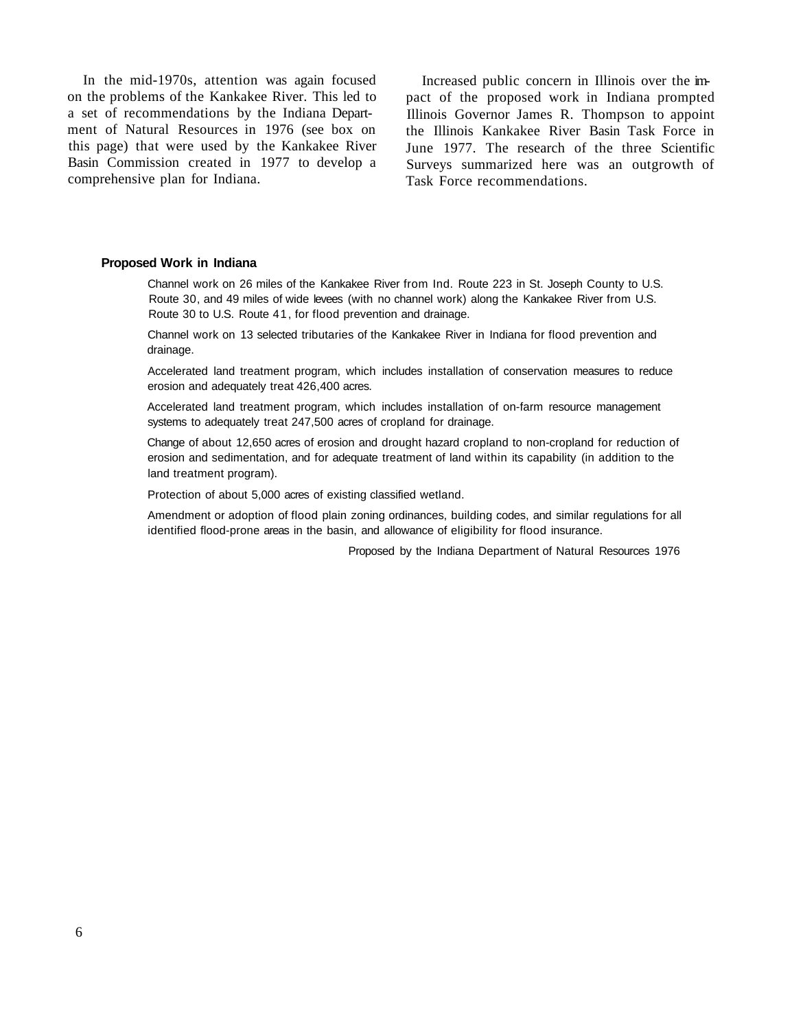In the mid-1970s, attention was again focused on the problems of the Kankakee River. This led to a set of recommendations by the Indiana Department of Natural Resources in 1976 (see box on this page) that were used by the Kankakee River Basin Commission created in 1977 to develop a comprehensive plan for Indiana.

Increased public concern in Illinois over the impact of the proposed work in Indiana prompted Illinois Governor James R. Thompson to appoint the Illinois Kankakee River Basin Task Force in June 1977. The research of the three Scientific Surveys summarized here was an outgrowth of Task Force recommendations.

**Proposed Work in Indiana**

Channel work on 26 miles of the Kankakee River from Ind. Route 223 in St. Joseph County to U.S. Route 30, and 49 miles of wide levees (with no channel work) along the Kankakee River from U.S. Route 30 to U.S. Route 41, for flood prevention and drainage.

Channel work on 13 selected tributaries of the Kankakee River in Indiana for flood prevention and drainage.

Accelerated land treatment program, which includes installation of conservation measures to reduce erosion and adequately treat 426,400 acres.

Accelerated land treatment program, which includes installation of on-farm resource management systems to adequately treat 247,500 acres of cropland for drainage.

Change of about 12,650 acres of erosion and drought hazard cropland to non-cropland for reduction of erosion and sedimentation, and for adequate treatment of land within its capability (in addition to the land treatment program).

Protection of about 5,000 acres of existing classified wetland.

Amendment or adoption of flood plain zoning ordinances, building codes, and similar regulations for all identified flood-prone areas in the basin, and allowance of eligibility for flood insurance.

Proposed by the Indiana Department of Natural Resources 1976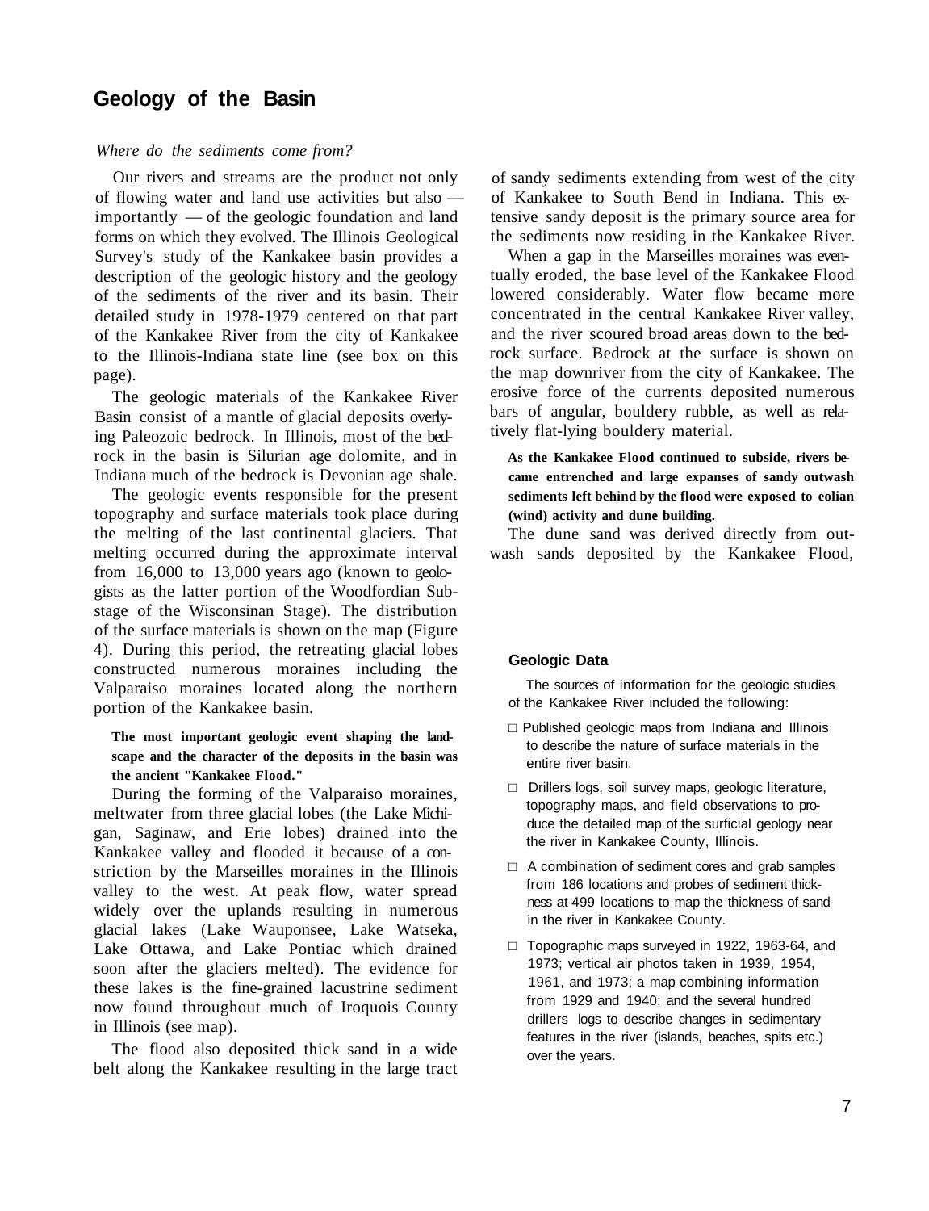## Geology of the Basin

*Where do the sediments come from?*

Our rivers and streams are the product not only of flowing water and land use activities but also — importantly — of the geologic foundation and land forms on which they evolved. The Illinois Geological Survey's study of the Kankakee basin provides a description of the geologic history and the geology of the sediments of the river and its basin. Their detailed study in 1978-1979 centered on that part of the Kankakee River from the city of Kankakee to the Illinois-Indiana state line (see box on this page).

The geologic materials of the Kankakee River Basin consist of a mantle of glacial deposits overlying Paleozoic bedrock. In Illinois, most of the bedrock in the basin is Silurian age dolomite, and in Indiana much of the bedrock is Devonian age shale.

The geologic events responsible for the present topography and surface materials took place during the melting of the last continental glaciers. That melting occurred during the approximate interval from 16,000 to 13,000 years ago (known to geologists as the latter portion of the Woodfordian Substage of the Wisconsinan Stage). The distribution of the surface materials is shown on the map (Figure 4). During this period, the retreating glacial lobes constructed numerous moraines including the Valparaiso moraines located along the northern portion of the Kankakee basin.

**The most important geologic event shaping the landscape and the character of the deposits in the basin was the ancient "Kankakee Flood."**

During the forming of the Valparaiso moraines, meltwater from three glacial lobes (the Lake Michigan, Saginaw, and Erie lobes) drained into the Kankakee valley and flooded it because of a constriction by the Marseilles moraines in the Illinois valley to the west. At peak flow, water spread widely over the uplands resulting in numerous glacial lakes (Lake Wauponsee, Lake Watseka, Lake Ottawa, and Lake Pontiac which drained soon after the glaciers melted). The evidence for these lakes is the fine-grained lacustrine sediment now found throughout much of Iroquois County in Illinois (see map).

The flood also deposited thick sand in a wide belt along the Kankakee resulting in the large tract of sandy sediments extending from west of the city of Kankakee to South Bend in Indiana. This extensive sandy deposit is the primary source area for the sediments now residing in the Kankakee River.

When a gap in the Marseilles moraines was eventually eroded, the base level of the Kankakee Flood lowered considerably. Water flow became more concentrated in the central Kankakee River valley, and the river scoured broad areas down to the bedrock surface. Bedrock at the surface is shown on the map downriver from the city of Kankakee. The erosive force of the currents deposited numerous bars of angular, bouldery rubble, as well as relatively flat-lying bouldery material.

**As the Kankakee Flood continued to subside, rivers became entrenched and large expanses of sandy outwash sediments left behind by the flood were exposed to eolian (wind) activity and dune building.**

The dune sand was derived directly from outwash sands deposited by the Kankakee Flood,

### Geologic Data

The sources of information for the geologic studies of the Kankakee River included the following:

- Published geologic maps from Indiana and Illinois to describe the nature of surface materials in the entire river basin.
- Drillers logs, soil survey maps, geologic literature, topography maps, and field observations to produce the detailed map of the surficial geology near the river in Kankakee County, Illinois.
- A combination of sediment cores and grab samples from 186 locations and probes of sediment thickness at 499 locations to map the thickness of sand in the river in Kankakee County.
- Topographic maps surveyed in 1922, 1963-64, and 1973; vertical air photos taken in 1939, 1954, 1961, and 1973; a map combining information from 1929 and 1940; and the several hundred drillers logs to describe changes in sedimentary features in the river (islands, beaches, spits etc.) over the years.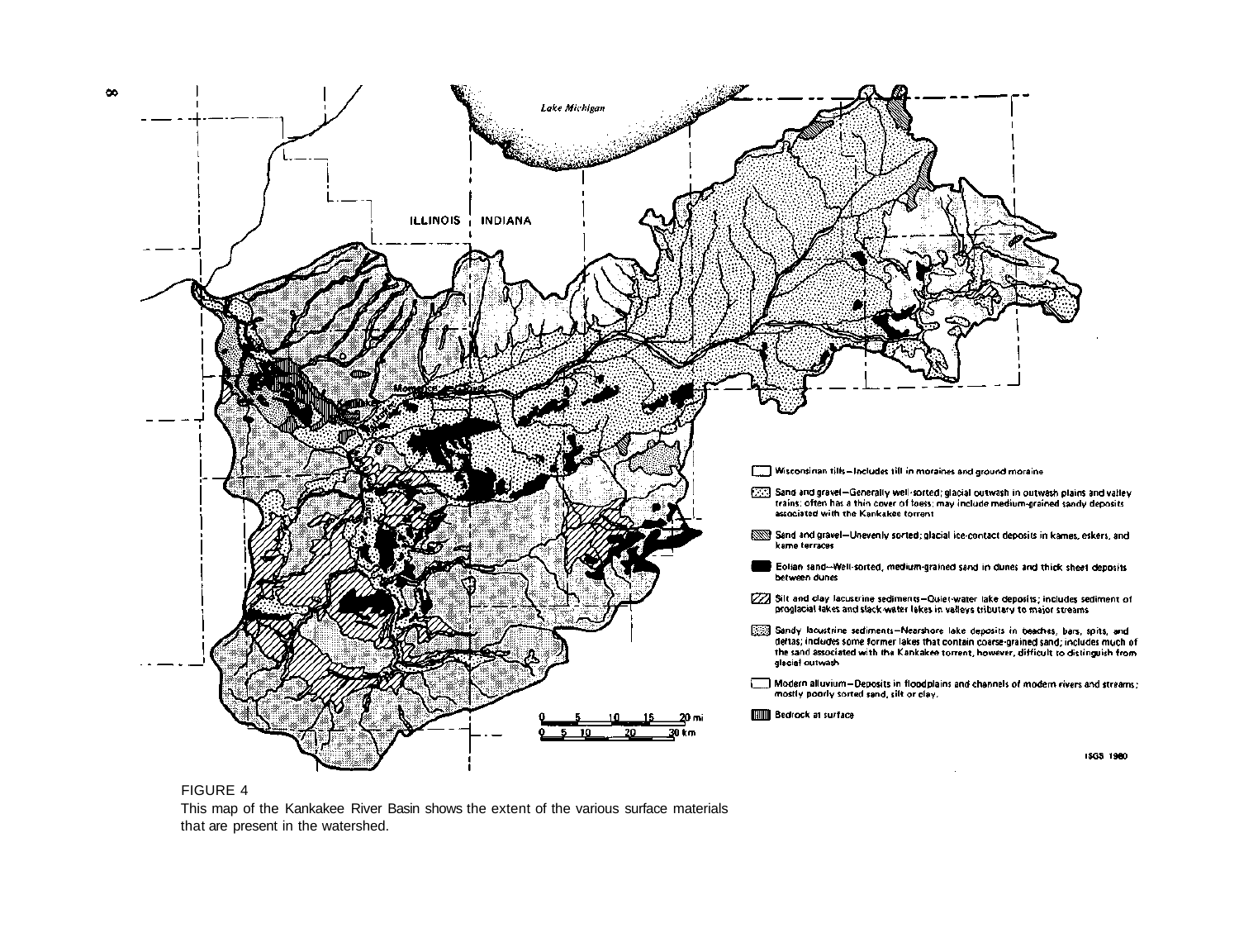FIGURE 4

This map of the Kankakee River Basin shows the extent of the various surface materials that are present in the watershed.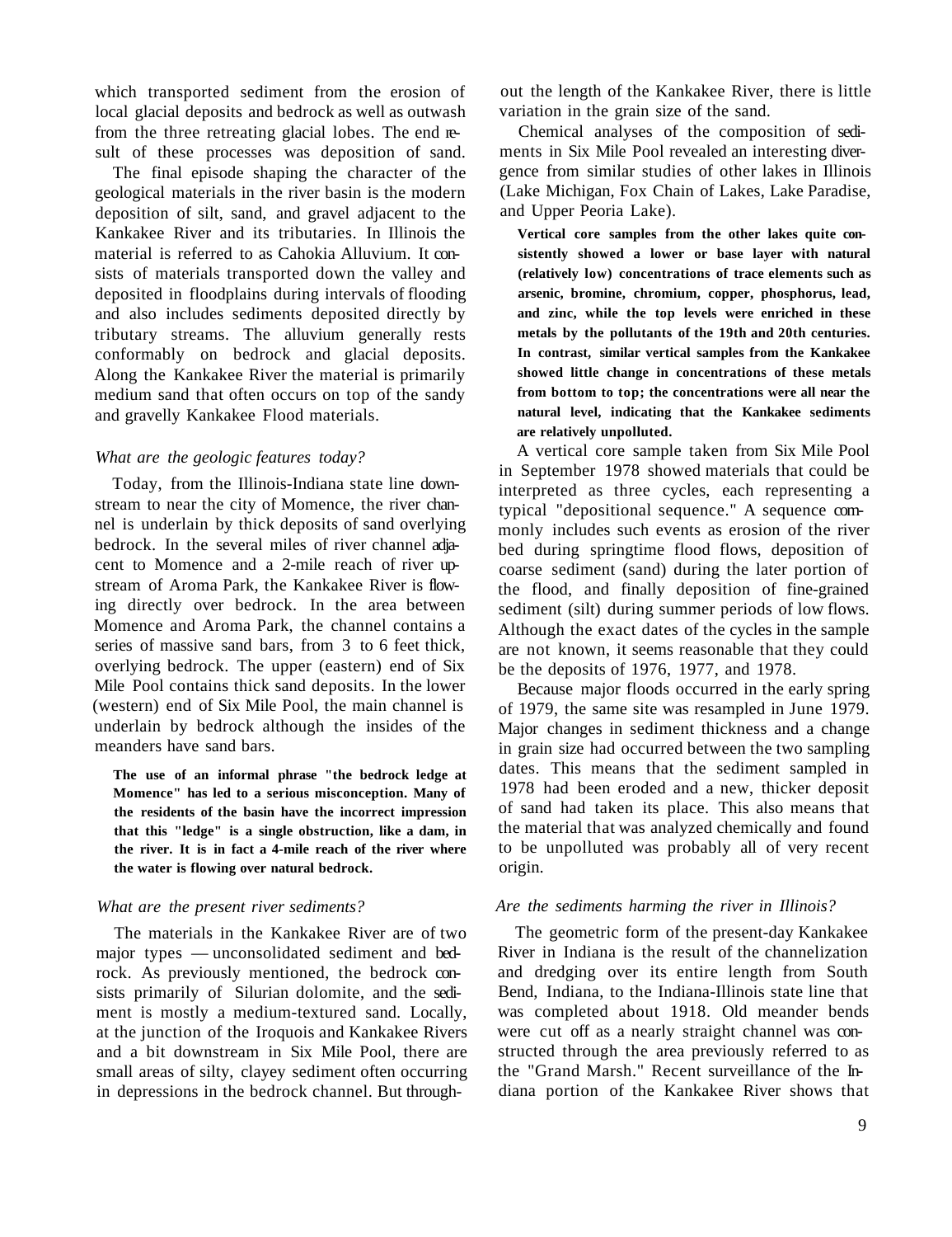which transported sediment from the erosion of local glacial deposits and bedrock as well as outwash from the three retreating glacial lobes. The end result of these processes was deposition of sand.

The final episode shaping the character of the geological materials in the river basin is the modern deposition of silt, sand, and gravel adjacent to the Kankakee River and its tributaries. In Illinois the material is referred to as Cahokia Alluvium. It consists of materials transported down the valley and deposited in floodplains during intervals of flooding and also includes sediments deposited directly by tributary streams. The alluvium generally rests conformably on bedrock and glacial deposits. Along the Kankakee River the material is primarily medium sand that often occurs on top of the sandy and gravelly Kankakee Flood materials.

### *What are the geologic features today?*

Today, from the Illinois-Indiana state line downstream to near the city of Momence, the river channel is underlain by thick deposits of sand overlying bedrock. In the several miles of river channel adjacent to Momence and a 2-mile reach of river upstream of Aroma Park, the Kankakee River is flowing directly over bedrock. In the area between Momence and Aroma Park, the channel contains a series of massive sand bars, from 3 to 6 feet thick, overlying bedrock. The upper (eastern) end of Six Mile Pool contains thick sand deposits. In the lower (western) end of Six Mile Pool, the main channel is underlain by bedrock although the insides of the meanders have sand bars.

**The use of an informal phrase "the bedrock ledge at Momence" has led to a serious misconception. Many of the residents of the basin have the incorrect impression that this "ledge" is a single obstruction, like a dam, in the river. It is in fact a 4-mile reach of the river where the water is flowing over natural bedrock.**

### *What are the present river sediments?*

The materials in the Kankakee River are of two major types — unconsolidated sediment and bedrock. As previously mentioned, the bedrock consists primarily of Silurian dolomite, and the sediment is mostly a medium-textured sand. Locally, at the junction of the Iroquois and Kankakee Rivers and a bit downstream in Six Mile Pool, there are small areas of silty, clayey sediment often occurring in depressions in the bedrock channel. But throughout the length of the Kankakee River, there is little variation in the grain size of the sand.

Chemical analyses of the composition of sediments in Six Mile Pool revealed an interesting divergence from similar studies of other lakes in Illinois (Lake Michigan, Fox Chain of Lakes, Lake Paradise, and Upper Peoria Lake).

**Vertical core samples from the other lakes quite consistently showed a lower or base layer with natural (relatively low) concentrations of trace elements such as arsenic, bromine, chromium, copper, phosphorus, lead, and zinc, while the top levels were enriched in these metals by the pollutants of the 19th and 20th centuries. In contrast, similar vertical samples from the Kankakee showed little change in concentrations of these metals from bottom to top; the concentrations were all near the natural level, indicating that the Kankakee sediments are relatively unpolluted.**

A vertical core sample taken from Six Mile Pool in September 1978 showed materials that could be interpreted as three cycles, each representing a typical "depositional sequence." A sequence commonly includes such events as erosion of the river bed during springtime flood flows, deposition of coarse sediment (sand) during the later portion of the flood, and finally deposition of fine-grained sediment (silt) during summer periods of low flows. Although the exact dates of the cycles in the sample are not known, it seems reasonable that they could be the deposits of 1976, 1977, and 1978.

Because major floods occurred in the early spring of 1979, the same site was resampled in June 1979. Major changes in sediment thickness and a change in grain size had occurred between the two sampling dates. This means that the sediment sampled in 1978 had been eroded and a new, thicker deposit of sand had taken its place. This also means that the material that was analyzed chemically and found to be unpolluted was probably all of very recent origin.

### *Are the sediments harming the river in Illinois?*

The geometric form of the present-day Kankakee River in Indiana is the result of the channelization and dredging over its entire length from South Bend, Indiana, to the Indiana-Illinois state line that was completed about 1918. Old meander bends were cut off as a nearly straight channel was constructed through the area previously referred to as the "Grand Marsh." Recent surveillance of the Indiana portion of the Kankakee River shows that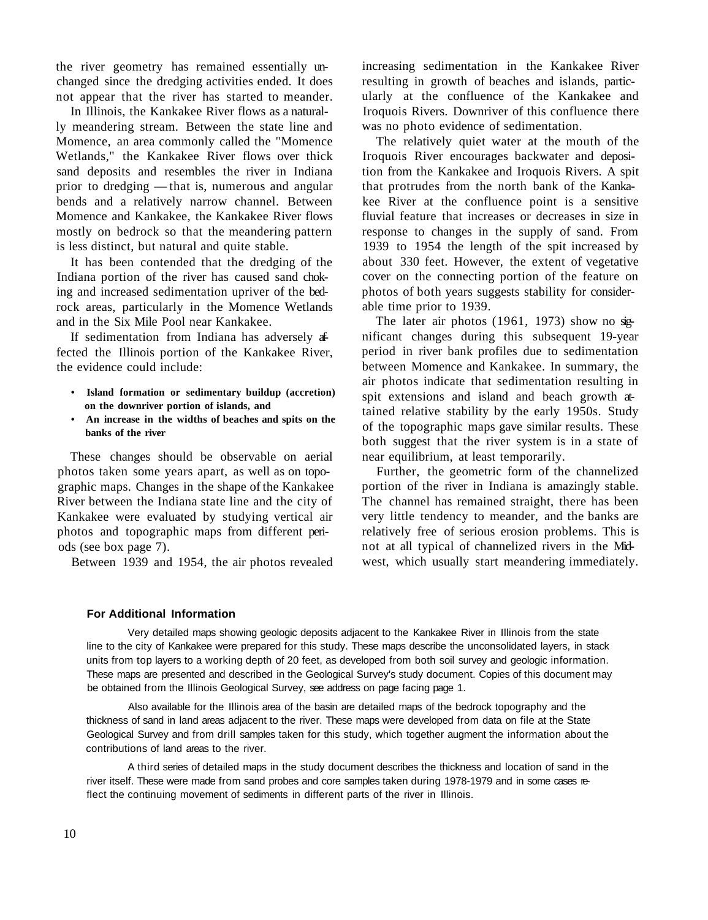the river geometry has remained essentially unchanged since the dredging activities ended. It does not appear that the river has started to meander.

In Illinois, the Kankakee River flows as a naturally meandering stream. Between the state line and Momence, an area commonly called the "Momence Wetlands," the Kankakee River flows over thick sand deposits and resembles the river in Indiana prior to dredging — that is, numerous and angular bends and a relatively narrow channel. Between Momence and Kankakee, the Kankakee River flows mostly on bedrock so that the meandering pattern is less distinct, but natural and quite stable.

It has been contended that the dredging of the Indiana portion of the river has caused sand choking and increased sedimentation upriver of the bedrock areas, particularly in the Momence Wetlands and in the Six Mile Pool near Kankakee.

If sedimentation from Indiana has adversely affected the Illinois portion of the Kankakee River, the evidence could include:

- **Island formation or sedimentary buildup (accretion) on the downriver portion of islands, and**
- **An increase in the widths of beaches and spits on the banks of the river**

These changes should be observable on aerial photos taken some years apart, as well as on topographic maps. Changes in the shape of the Kankakee River between the Indiana state line and the city of Kankakee were evaluated by studying vertical air photos and topographic maps from different periods (see box page 7).

Between 1939 and 1954, the air photos revealed increasing sedimentation in the Kankakee River resulting in growth of beaches and islands, particularly at the confluence of the Kankakee and Iroquois Rivers. Downriver of this confluence there was no photo evidence of sedimentation.

The relatively quiet water at the mouth of the Iroquois River encourages backwater and deposition from the Kankakee and Iroquois Rivers. A spit that protrudes from the north bank of the Kankakee River at the confluence point is a sensitive fluvial feature that increases or decreases in size in response to changes in the supply of sand. From 1939 to 1954 the length of the spit increased by about 330 feet. However, the extent of vegetative cover on the connecting portion of the feature on photos of both years suggests stability for considerable time prior to 1939.

The later air photos (1961, 1973) show no significant changes during this subsequent 19-year period in river bank profiles due to sedimentation between Momence and Kankakee. In summary, the air photos indicate that sedimentation resulting in spit extensions and island and beach growth attained relative stability by the early 1950s. Study of the topographic maps gave similar results. These both suggest that the river system is in a state of near equilibrium, at least temporarily.

Further, the geometric form of the channelized portion of the river in Indiana is amazingly stable. The channel has remained straight, there has been very little tendency to meander, and the banks are relatively free of serious erosion problems. This is not at all typical of channelized rivers in the Midwest, which usually start meandering immediately.

**For Additional Information**

Very detailed maps showing geologic deposits adjacent to the Kankakee River in Illinois from the state line to the city of Kankakee were prepared for this study. These maps describe the unconsolidated layers, in stack units from top layers to a working depth of 20 feet, as developed from both soil survey and geologic information. These maps are presented and described in the Geological Survey's study document. Copies of this document may be obtained from the Illinois Geological Survey, see address on page facing page 1.

Also available for the Illinois area of the basin are detailed maps of the bedrock topography and the thickness of sand in land areas adjacent to the river. These maps were developed from data on file at the State Geological Survey and from drill samples taken for this study, which together augment the information about the contributions of land areas to the river.

A third series of detailed maps in the study document describes the thickness and location of sand in the river itself. These were made from sand probes and core samples taken during 1978-1979 and in some cases reflect the continuing movement of sediments in different parts of the river in Illinois.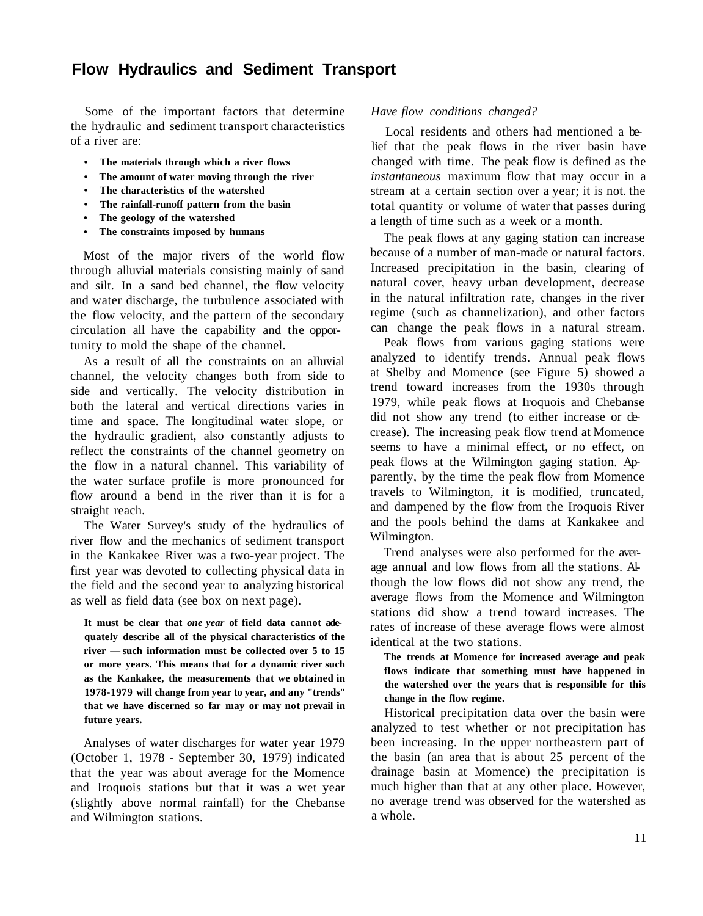## Flow Hydraulics and Sediment Transport

Some of the important factors that determine the hydraulic and sediment transport characteristics of a river are:

- **The materials through which a river flows**
- **The amount of water moving through the river**
- **The characteristics of the watershed**
- **The rainfall-runoff pattern from the basin**
- **The geology of the watershed**
- **The constraints imposed by humans**

Most of the major rivers of the world flow through alluvial materials consisting mainly of sand and silt. In a sand bed channel, the flow velocity and water discharge, the turbulence associated with the flow velocity, and the pattern of the secondary circulation all have the capability and the opportunity to mold the shape of the channel.

As a result of all the constraints on an alluvial channel, the velocity changes both from side to side and vertically. The velocity distribution in both the lateral and vertical directions varies in time and space. The longitudinal water slope, or the hydraulic gradient, also constantly adjusts to reflect the constraints of the channel geometry on the flow in a natural channel. This variability of the water surface profile is more pronounced for flow around a bend in the river than it is for a straight reach.

The Water Survey's study of the hydraulics of river flow and the mechanics of sediment transport in the Kankakee River was a two-year project. The first year was devoted to collecting physical data in the field and the second year to analyzing historical as well as field data (see box on next page).

**It must be clear that *one year* of field data cannot adequately describe all of the physical characteristics of the river — such information must be collected over 5 to 15 or more years. This means that for a dynamic river such as the Kankakee, the measurements that we obtained in 1978-1979 will change from year to year, and any "trends" that we have discerned so far may or may not prevail in future years.**

Analyses of water discharges for water year 1979 (October 1, 1978 - September 30, 1979) indicated that the year was about average for the Momence and Iroquois stations but that it was a wet year (slightly above normal rainfall) for the Chebanse and Wilmington stations.

*Have flow conditions changed?*

Local residents and others had mentioned a belief that the peak flows in the river basin have changed with time. The peak flow is defined as the *instantaneous* maximum flow that may occur in a stream at a certain section over a year; it is not the total quantity or volume of water that passes during a length of time such as a week or a month.

The peak flows at any gaging station can increase because of a number of man-made or natural factors. Increased precipitation in the basin, clearing of natural cover, heavy urban development, decrease in the natural infiltration rate, changes in the river regime (such as channelization), and other factors can change the peak flows in a natural stream.

Peak flows from various gaging stations were analyzed to identify trends. Annual peak flows at Shelby and Momence (see Figure 5) showed a trend toward increases from the 1930s through 1979, while peak flows at Iroquois and Chebanse did not show any trend (to either increase or decrease). The increasing peak flow trend at Momence seems to have a minimal effect, or no effect, on peak flows at the Wilmington gaging station. Apparently, by the time the peak flow from Momence travels to Wilmington, it is modified, truncated, and dampened by the flow from the Iroquois River and the pools behind the dams at Kankakee and Wilmington.

Trend analyses were also performed for the average annual and low flows from all the stations. Although the low flows did not show any trend, the average flows from the Momence and Wilmington stations did show a trend toward increases. The rates of increase of these average flows were almost identical at the two stations.

**The trends at Momence for increased average and peak flows indicate that something must have happened in the watershed over the years that is responsible for this change in the flow regime.**

Historical precipitation data over the basin were analyzed to test whether or not precipitation has been increasing. In the upper northeastern part of the basin (an area that is about 25 percent of the drainage basin at Momence) the precipitation is much higher than that at any other place. However, no average trend was observed for the watershed as a whole.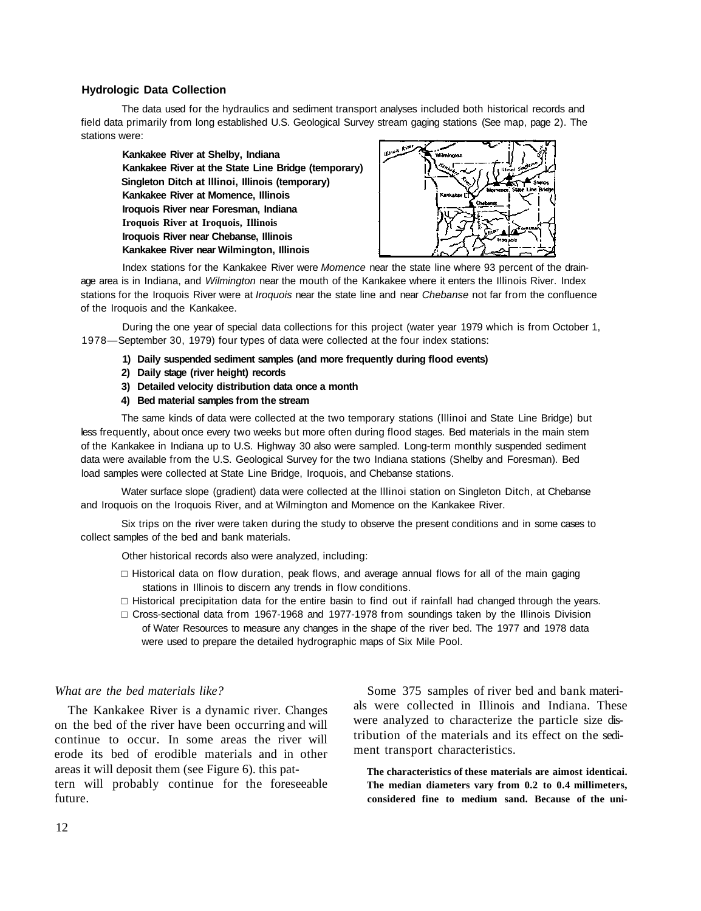### Hydrologic Data Collection

The data used for the hydraulics and sediment transport analyses included both historical records and field data primarily from long established U.S. Geological Survey stream gaging stations (See map, page 2). The stations were:

**Kankakee River at Shelby, Indiana**
**Kankakee River at the State Line Bridge (temporary)**
**Singleton Ditch at Illinoi, Illinois (temporary)**
**Kankakee River at Momence, Illinois**
**Iroquois River near Foresman, Indiana**
**Iroquois River at Iroquois, Illinois**
**Iroquois River near Chebanse, Illinois**
**Kankakee River near Wilmington, Illinois**

Index stations for the Kankakee River were *Momence* near the state line where 93 percent of the drainage area is in Indiana, and *Wilmington* near the mouth of the Kankakee where it enters the Illinois River. Index stations for the Iroquois River were at *Iroquois* near the state line and near *Chebanse* not far from the confluence of the Iroquois and the Kankakee.

During the one year of special data collections for this project (water year 1979 which is from October 1, 1978—September 30, 1979) four types of data were collected at the four index stations:

1) **Daily suspended sediment samples (and more frequently during flood events)**
2) **Daily stage (river height) records**
3) **Detailed velocity distribution data once a month**
4) **Bed material samples from the stream**

The same kinds of data were collected at the two temporary stations (Illinoi and State Line Bridge) but less frequently, about once every two weeks but more often during flood stages. Bed materials in the main stem of the Kankakee in Indiana up to U.S. Highway 30 also were sampled. Long-term monthly suspended sediment data were available from the U.S. Geological Survey for the two Indiana stations (Shelby and Foresman). Bed load samples were collected at State Line Bridge, Iroquois, and Chebanse stations.

Water surface slope (gradient) data were collected at the Illinoi station on Singleton Ditch, at Chebanse and Iroquois on the Iroquois River, and at Wilmington and Momence on the Kankakee River.

Six trips on the river were taken during the study to observe the present conditions and in some cases to collect samples of the bed and bank materials.

Other historical records also were analyzed, including:

- Historical data on flow duration, peak flows, and average annual flows for all of the main gaging stations in Illinois to discern any trends in flow conditions.
- Historical precipitation data for the entire basin to find out if rainfall had changed through the years.
- Cross-sectional data from 1967-1968 and 1977-1978 from soundings taken by the Illinois Division of Water Resources to measure any changes in the shape of the river bed. The 1977 and 1978 data were used to prepare the detailed hydrographic maps of Six Mile Pool.

*What are the bed materials like?*

The Kankakee River is a dynamic river. Changes on the bed of the river have been occurring and will continue to occur. In some areas the river will erode its bed of erodible materials and in other areas it will deposit them (see Figure 6). this pattern will probably continue for the foreseeable future.

Some 375 samples of river bed and bank materials were collected in Illinois and Indiana. These were analyzed to characterize the particle size distribution of the materials and its effect on the sediment transport characteristics.

**The characteristics of these materials are aimost identicai. The median diameters vary from 0.2 to 0.4 millimeters, considered fine to medium sand. Because of the uni-**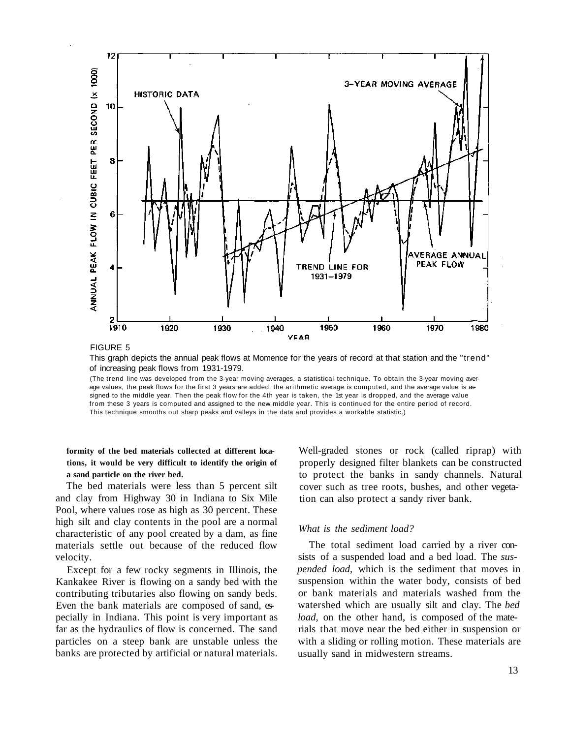FIGURE 5

This graph depicts the annual peak flows at Momence for the years of record at that station and the "trend" of increasing peak flows from 1931-1979.

(The trend line was developed from the 3-year moving averages, a statistical technique. To obtain the 3-year moving average values, the peak flows for the first 3 years are added, the arithmetic average is computed, and the average value is assigned to the middle year. Then the peak flow for the 4th year is taken, the 1st year is dropped, and the average value from these 3 years is computed and assigned to the new middle year. This is continued for the entire period of record. This technique smooths out sharp peaks and valleys in the data and provides a workable statistic.)

**formity of the bed materials collected at different locations, it would be very difficult to identify the origin of a sand particle on the river bed.**

The bed materials were less than 5 percent silt and clay from Highway 30 in Indiana to Six Mile Pool, where values rose as high as 30 percent. These high silt and clay contents in the pool are a normal characteristic of any pool created by a dam, as fine materials settle out because of the reduced flow velocity.

Except for a few rocky segments in Illinois, the Kankakee River is flowing on a sandy bed with the contributing tributaries also flowing on sandy beds. Even the bank materials are composed of sand, especially in Indiana. This point is very important as far as the hydraulics of flow is concerned. The sand particles on a steep bank are unstable unless the banks are protected by artificial or natural materials. Well-graded stones or rock (called riprap) with properly designed filter blankets can be constructed to protect the banks in sandy channels. Natural cover such as tree roots, bushes, and other vegetation can also protect a sandy river bank.

### *What is the sediment load?*

The total sediment load carried by a river consists of a suspended load and a bed load. The *suspended load*, which is the sediment that moves in suspension within the water body, consists of bed or bank materials and materials washed from the watershed which are usually silt and clay. The *bed load*, on the other hand, is composed of the materials that move near the bed either in suspension or with a sliding or rolling motion. These materials are usually sand in midwestern streams.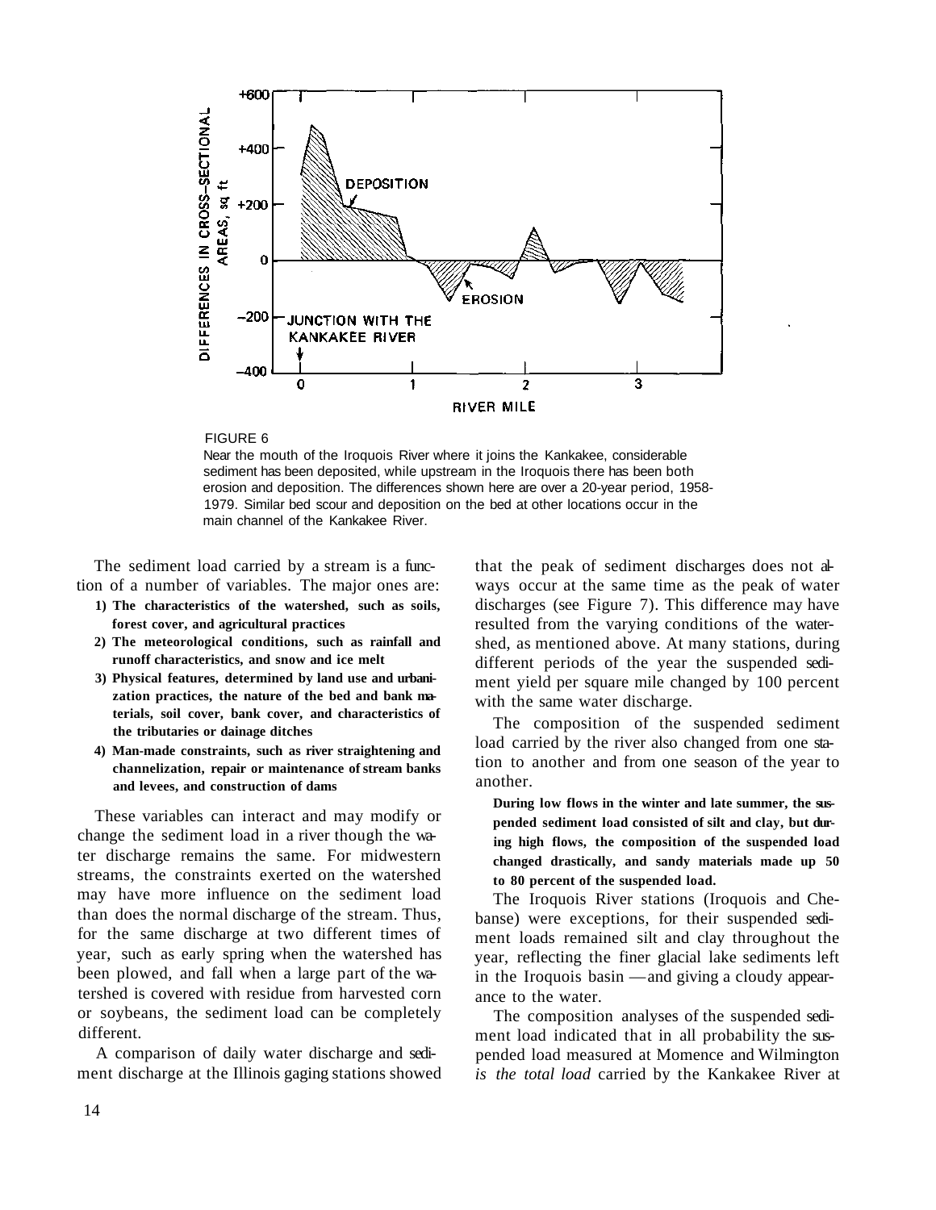FIGURE 6

Near the mouth of the Iroquois River where it joins the Kankakee, considerable sediment has been deposited, while upstream in the Iroquois there has been both erosion and deposition. The differences shown here are over a 20-year period, 1958-1979. Similar bed scour and deposition on the bed at other locations occur in the main channel of the Kankakee River.

The sediment load carried by a stream is a function of a number of variables. The major ones are:

1) **The characteristics of the watershed, such as soils, forest cover, and agricultural practices**
2) **The meteorological conditions, such as rainfall and runoff characteristics, and snow and ice melt**
3) **Physical features, determined by land use and urbanization practices, the nature of the bed and bank materials, soil cover, bank cover, and characteristics of the tributaries or dainage ditches**
4) **Man-made constraints, such as river straightening and channelization, repair or maintenance of stream banks and levees, and construction of dams**

These variables can interact and may modify or change the sediment load in a river though the water discharge remains the same. For midwestern streams, the constraints exerted on the watershed may have more influence on the sediment load than does the normal discharge of the stream. Thus, for the same discharge at two different times of year, such as early spring when the watershed has been plowed, and fall when a large part of the watershed is covered with residue from harvested corn or soybeans, the sediment load can be completely different.

A comparison of daily water discharge and sediment discharge at the Illinois gaging stations showed that the peak of sediment discharges does not always occur at the same time as the peak of water discharges (see Figure 7). This difference may have resulted from the varying conditions of the watershed, as mentioned above. At many stations, during different periods of the year the suspended sediment yield per square mile changed by 100 percent with the same water discharge.

The composition of the suspended sediment load carried by the river also changed from one station to another and from one season of the year to another.

**During low flows in the winter and late summer, the suspended sediment load consisted of silt and clay, but during high flows, the composition of the suspended load changed drastically, and sandy materials made up 50 to 80 percent of the suspended load.**

The Iroquois River stations (Iroquois and Chebanse) were exceptions, for their suspended sediment loads remained silt and clay throughout the year, reflecting the finer glacial lake sediments left in the Iroquois basin — and giving a cloudy appearance to the water.

The composition analyses of the suspended sediment load indicated that in all probability the suspended load measured at Momence and Wilmington *is the total load* carried by the Kankakee River at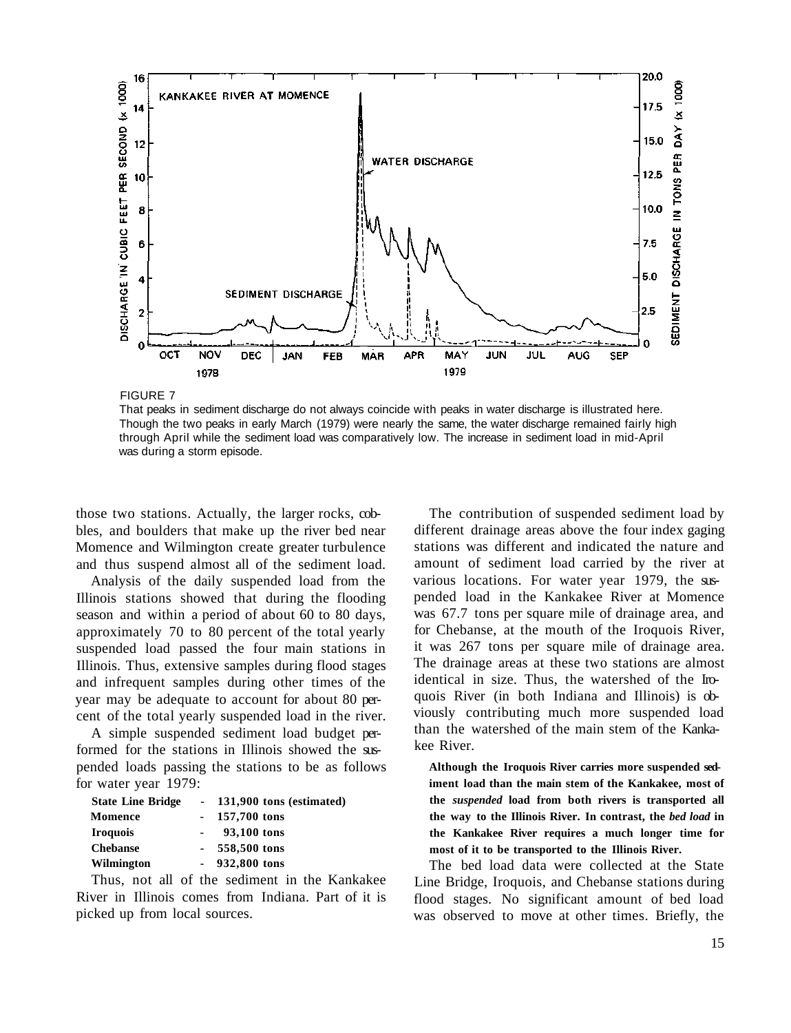FIGURE 7

That peaks in sediment discharge do not always coincide with peaks in water discharge is illustrated here. Though the two peaks in early March (1979) were nearly the same, the water discharge remained fairly high through April while the sediment load was comparatively low. The increase in sediment load in mid-April was during a storm episode.

those two stations. Actually, the larger rocks, cobbles, and boulders that make up the river bed near Momence and Wilmington create greater turbulence and thus suspend almost all of the sediment load.

Analysis of the daily suspended load from the Illinois stations showed that during the flooding season and within a period of about 60 to 80 days, approximately 70 to 80 percent of the total yearly suspended load passed the four main stations in Illinois. Thus, extensive samples during flood stages and infrequent samples during other times of the year may be adequate to account for about 80 percent of the total yearly suspended load in the river.

A simple suspended sediment load budget performed for the stations in Illinois showed the suspended loads passing the stations to be as follows for water year 1979:

| | | |
|---|---|---|
| **State Line Bridge** | - | **131,900 tons (estimated)** |
| **Momence** | - | **157,700 tons** |
| **Iroquois** | - | **93,100 tons** |
| **Chebanse** | - | **558,500 tons** |
| **Wilmington** | - | **932,800 tons** |

Thus, not all of the sediment in the Kankakee River in Illinois comes from Indiana. Part of it is picked up from local sources.

The contribution of suspended sediment load by different drainage areas above the four index gaging stations was different and indicated the nature and amount of sediment load carried by the river at various locations. For water year 1979, the suspended load in the Kankakee River at Momence was 67.7 tons per square mile of drainage area, and for Chebanse, at the mouth of the Iroquois River, it was 267 tons per square mile of drainage area. The drainage areas at these two stations are almost identical in size. Thus, the watershed of the Iroquois River (in both Indiana and Illinois) is obviously contributing much more suspended load than the watershed of the main stem of the Kankakee River.

**Although the Iroquois River carries more suspended sediment load than the main stem of the Kankakee, most of the *suspended* load from both rivers is transported all the way to the Illinois River. In contrast, the *bed load* in the Kankakee River requires a much longer time for most of it to be transported to the Illinois River.**

The bed load data were collected at the State Line Bridge, Iroquois, and Chebanse stations during flood stages. No significant amount of bed load was observed to move at other times. Briefly, the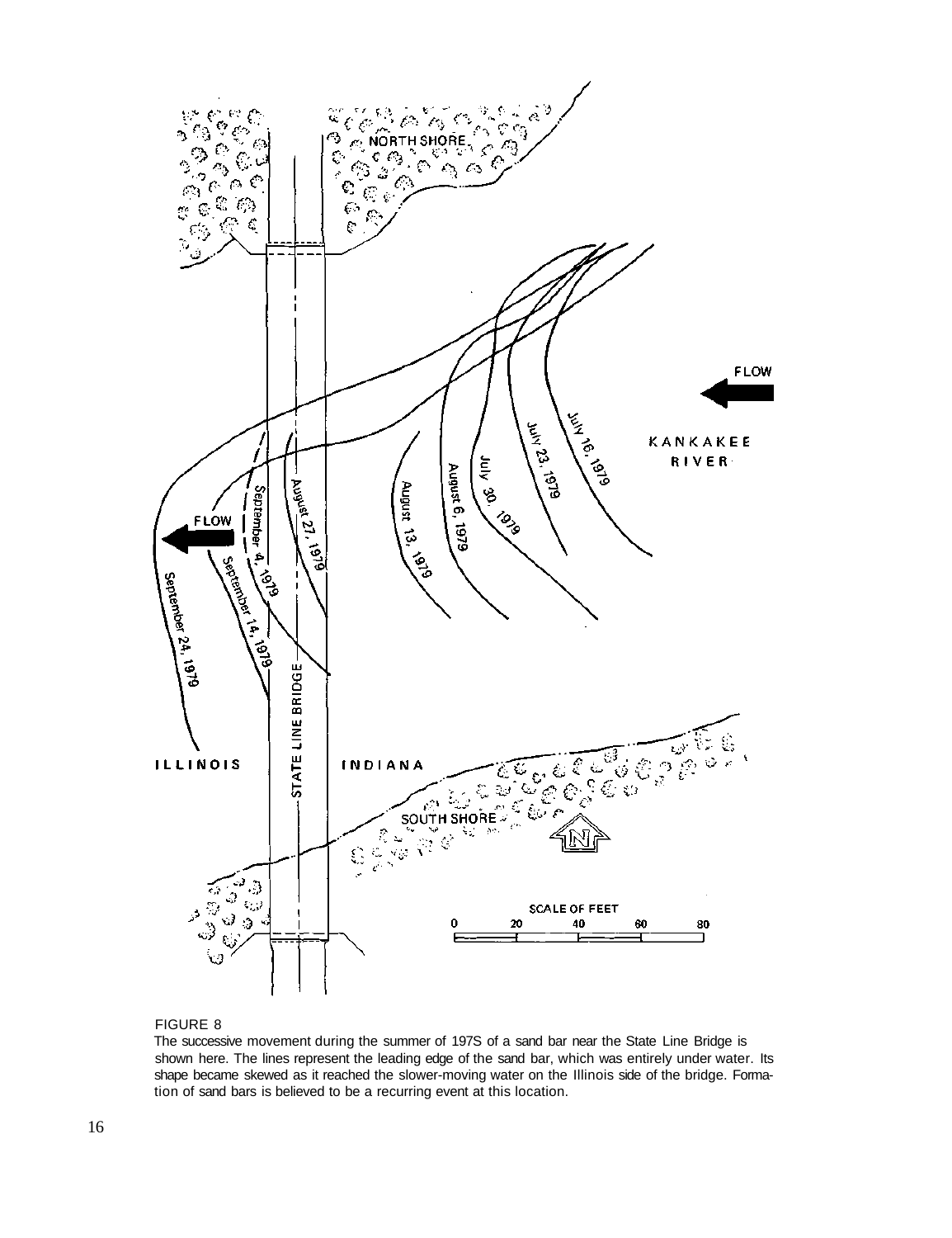FIGURE 8

The successive movement during the summer of 197S of a sand bar near the State Line Bridge is shown here. The lines represent the leading edge of the sand bar, which was entirely under water. Its shape became skewed as it reached the slower-moving water on the Illinois side of the bridge. Formation of sand bars is believed to be a recurring event at this location.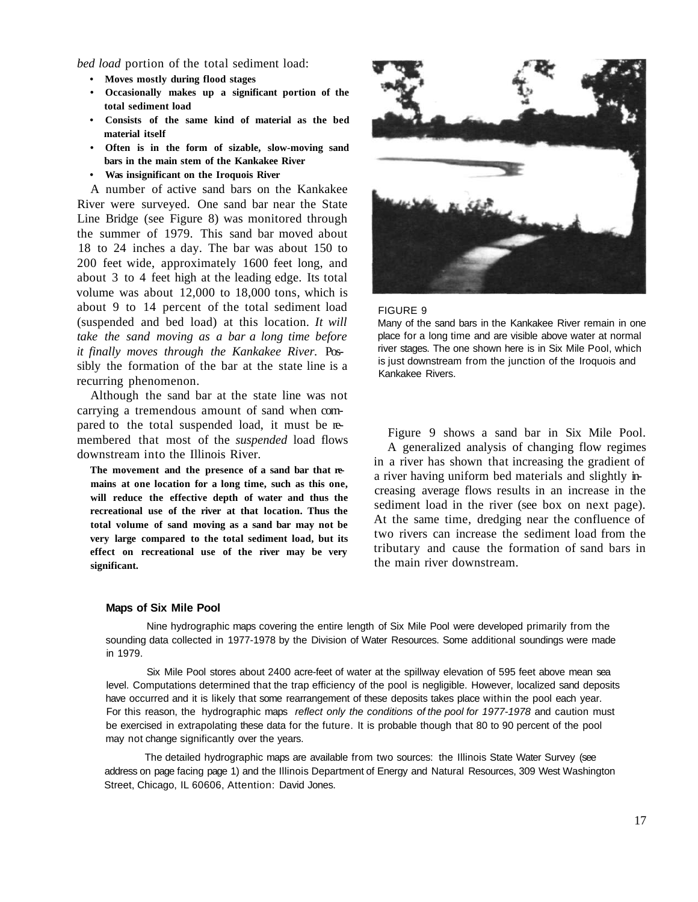*bed load* portion of the total sediment load:

- **Moves mostly during flood stages**
- **Occasionally makes up a significant portion of the total sediment load**
- **Consists of the same kind of material as the bed material itself**
- **Often is in the form of sizable, slow-moving sand bars in the main stem of the Kankakee River**
- **Was insignificant on the Iroquois River**

A number of active sand bars on the Kankakee River were surveyed. One sand bar near the State Line Bridge (see Figure 8) was monitored through the summer of 1979. This sand bar moved about 18 to 24 inches a day. The bar was about 150 to 200 feet wide, approximately 1600 feet long, and about 3 to 4 feet high at the leading edge. Its total volume was about 12,000 to 18,000 tons, which is about 9 to 14 percent of the total sediment load (suspended and bed load) at this location. *It will take the sand moving as a bar a long time before it finally moves through the Kankakee River.* Possibly the formation of the bar at the state line is a recurring phenomenon.

Although the sand bar at the state line was not carrying a tremendous amount of sand when compared to the total suspended load, it must be remembered that most of the *suspended* load flows downstream into the Illinois River.

**The movement and the presence of a sand bar that remains at one location for a long time, such as this one, will reduce the effective depth of water and thus the recreational use of the river at that location. Thus the total volume of sand moving as a sand bar may not be very large compared to the total sediment load, but its effect on recreational use of the river may be very significant.**

FIGURE 9

Many of the sand bars in the Kankakee River remain in one place for a long time and are visible above water at normal river stages. The one shown here is in Six Mile Pool, which is just downstream from the junction of the Iroquois and Kankakee Rivers.

Figure 9 shows a sand bar in Six Mile Pool.

A generalized analysis of changing flow regimes in a river has shown that increasing the gradient of a river having uniform bed materials and slightly increasing average flows results in an increase in the sediment load in the river (see box on next page). At the same time, dredging near the confluence of two rivers can increase the sediment load from the tributary and cause the formation of sand bars in the main river downstream.

### Maps of Six Mile Pool

Nine hydrographic maps covering the entire length of Six Mile Pool were developed primarily from the sounding data collected in 1977-1978 by the Division of Water Resources. Some additional soundings were made in 1979.

Six Mile Pool stores about 2400 acre-feet of water at the spillway elevation of 595 feet above mean sea level. Computations determined that the trap efficiency of the pool is negligible. However, localized sand deposits have occurred and it is likely that some rearrangement of these deposits takes place within the pool each year. For this reason, the hydrographic maps *reflect only the conditions of the pool for 1977-1978* and caution must be exercised in extrapolating these data for the future. It is probable though that 80 to 90 percent of the pool may not change significantly over the years.

The detailed hydrographic maps are available from two sources: the Illinois State Water Survey (see address on page facing page 1) and the Illinois Department of Energy and Natural Resources, 309 West Washington Street, Chicago, IL 60606, Attention: David Jones.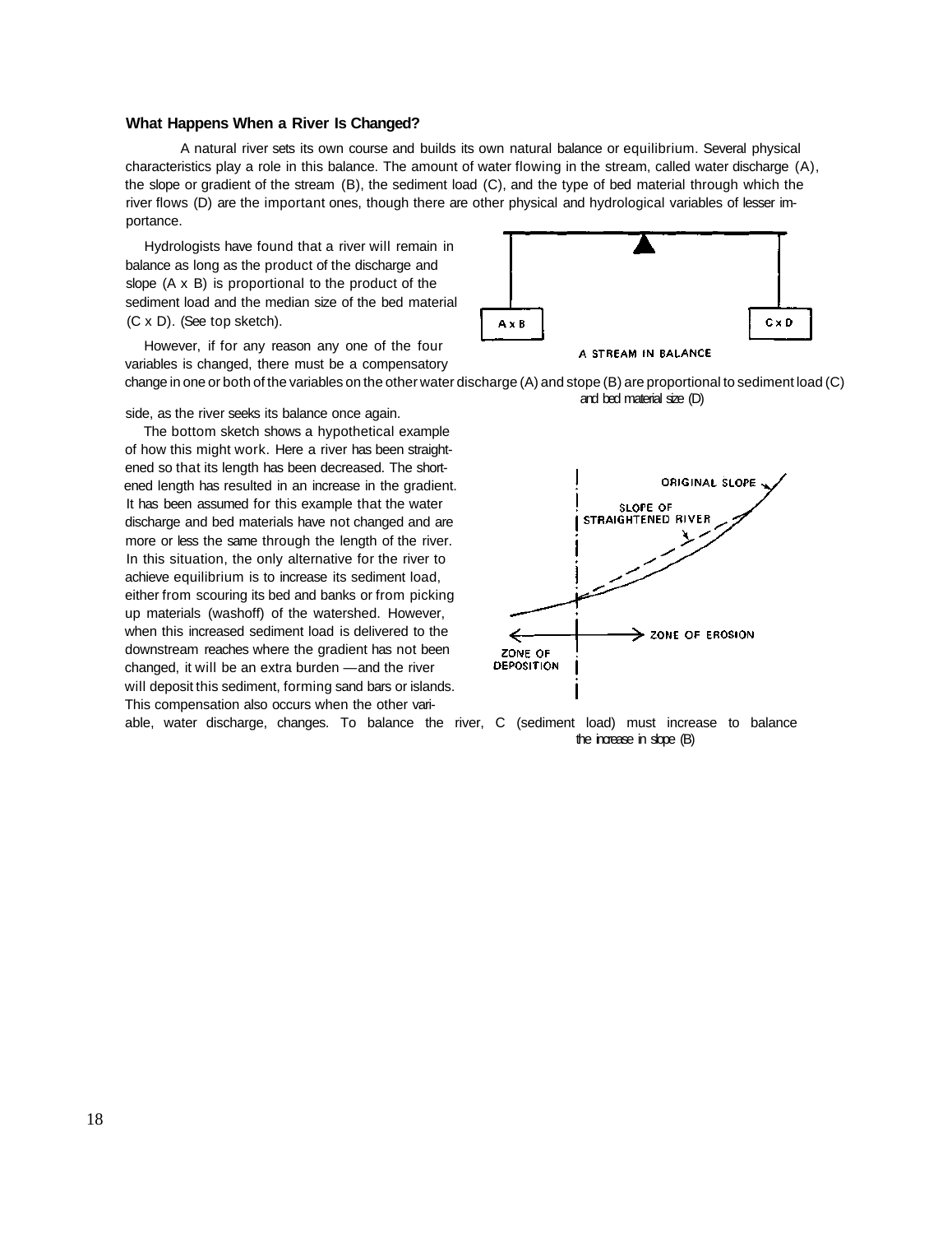### What Happens When a River Is Changed?

A natural river sets its own course and builds its own natural balance or equilibrium. Several physical characteristics play a role in this balance. The amount of water flowing in the stream, called water discharge (A), the slope or gradient of the stream (B), the sediment load (C), and the type of bed material through which the river flows (D) are the important ones, though there are other physical and hydrological variables of lesser importance.

Hydrologists have found that a river will remain in balance as long as the product of the discharge and slope (A x B) is proportional to the product of the sediment load and the median size of the bed material (C x D). (See top sketch).

However, if for any reason any one of the four variables is changed, there must be a compensatory change in one or both of the variables on the other side, as the river seeks its balance once again.

A x B | C x D

A STREAM IN BALANCE

water discharge (A) and stope (B) are proportional to sediment load (C) and bed material size (D)

The bottom sketch shows a hypothetical example of how this might work. Here a river has been straightened so that its length has been decreased. The shortened length has resulted in an increase in the gradient. It has been assumed for this example that the water discharge and bed materials have not changed and are more or less the same through the length of the river. In this situation, the only alternative for the river to achieve equilibrium is to increase its sediment load, either from scouring its bed and banks or from picking up materials (washoff) of the watershed. However, when this increased sediment load is delivered to the downstream reaches where the gradient has not been changed, it will be an extra burden —and the river will deposit this sediment, forming sand bars or islands. This compensation also occurs when the other variable, water discharge, changes.

ORIGINAL SLOPE

SLOPE OF STRAIGHTENED RIVER

ZONE OF DEPOSITION

ZONE OF EROSION

To balance the river, C (sediment load) must increase to balance the increase in slope (B)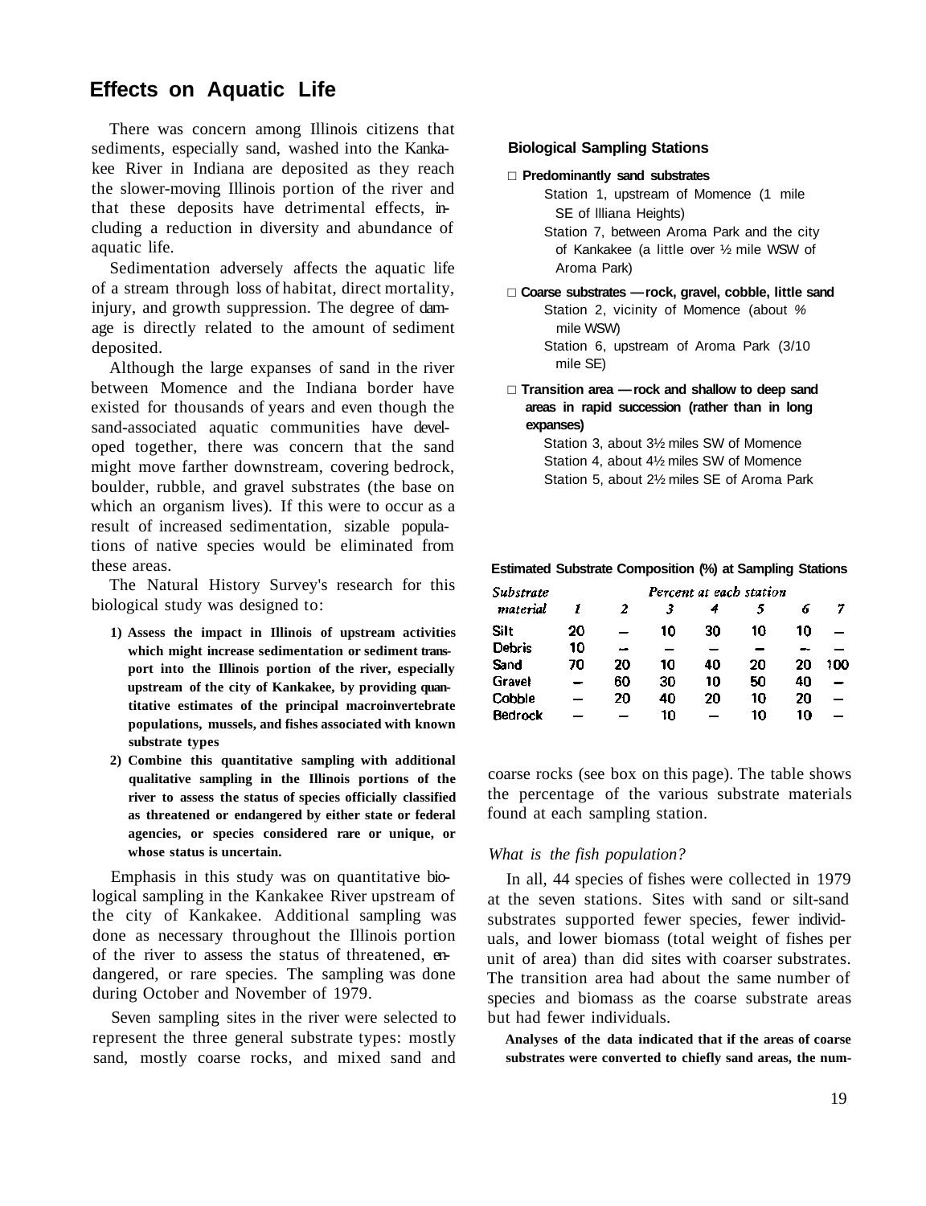## Effects on Aquatic Life

There was concern among Illinois citizens that sediments, especially sand, washed into the Kankakee River in Indiana are deposited as they reach the slower-moving Illinois portion of the river and that these deposits have detrimental effects, including a reduction in diversity and abundance of aquatic life.

Sedimentation adversely affects the aquatic life of a stream through loss of habitat, direct mortality, injury, and growth suppression. The degree of damage is directly related to the amount of sediment deposited.

Although the large expanses of sand in the river between Momence and the Indiana border have existed for thousands of years and even though the sand-associated aquatic communities have developed together, there was concern that the sand might move farther downstream, covering bedrock, boulder, rubble, and gravel substrates (the base on which an organism lives). If this were to occur as a result of increased sedimentation, sizable populations of native species would be eliminated from these areas.

The Natural History Survey's research for this biological study was designed to:

1) **Assess the impact in Illinois of upstream activities which might increase sedimentation or sediment transport into the Illinois portion of the river, especially upstream of the city of Kankakee, by providing quantitative estimates of the principal macroinvertebrate populations, mussels, and fishes associated with known substrate types**
2) **Combine this quantitative sampling with additional qualitative sampling in the Illinois portions of the river to assess the status of species officially classified as threatened or endangered by either state or federal agencies, or species considered rare or unique, or whose status is uncertain.**

Emphasis in this study was on quantitative biological sampling in the Kankakee River upstream of the city of Kankakee. Additional sampling was done as necessary throughout the Illinois portion of the river to assess the status of threatened, endangered, or rare species. The sampling was done during October and November of 1979.

Seven sampling sites in the river were selected to represent the three general substrate types: mostly sand, mostly coarse rocks, and mixed sand and coarse rocks (see box on this page). The table shows the percentage of the various substrate materials found at each sampling station.

**Biological Sampling Stations**

- **Predominantly sand substrates**
  - Station 1, upstream of Momence (1 mile SE of Illiana Heights)
  - Station 7, between Aroma Park and the city of Kankakee (a little over ½ mile WSW of Aroma Park)
- **Coarse substrates — rock, gravel, cobble, little sand**
  - Station 2, vicinity of Momence (about % mile WSW)
  - Station 6, upstream of Aroma Park (3/10 mile SE)
- **Transition area — rock and shallow to deep sand areas in rapid succession (rather than in long expanses)**
  - Station 3, about 3½ miles SW of Momence
  - Station 4, about 4½ miles SW of Momence
  - Station 5, about 2½ miles SE of Aroma Park

**Estimated Substrate Composition (%) at Sampling Stations**

| *Substrate material* | *Percent at each station* 1 | 2 | 3 | 4 | 5 | 6 | 7 |
|---|---|---|---|---|---|---|---|
| Silt | 20 | — | 10 | 30 | 10 | 10 | — |
| Debris | 10 | — | — | — | — | — | — |
| Sand | 70 | 20 | 10 | 40 | 20 | 20 | 100 |
| Gravel | — | 60 | 30 | 10 | 50 | 40 | — |
| Cobble | — | 20 | 40 | 20 | 10 | 20 | — |
| Bedrock | — | — | 10 | — | 10 | 10 | — |

*What is the fish population?*

In all, 44 species of fishes were collected in 1979 at the seven stations. Sites with sand or silt-sand substrates supported fewer species, fewer individuals, and lower biomass (total weight of fishes per unit of area) than did sites with coarser substrates. The transition area had about the same number of species and biomass as the coarse substrate areas but had fewer individuals.

**Analyses of the data indicated that if the areas of coarse substrates were converted to chiefly sand areas, the num-**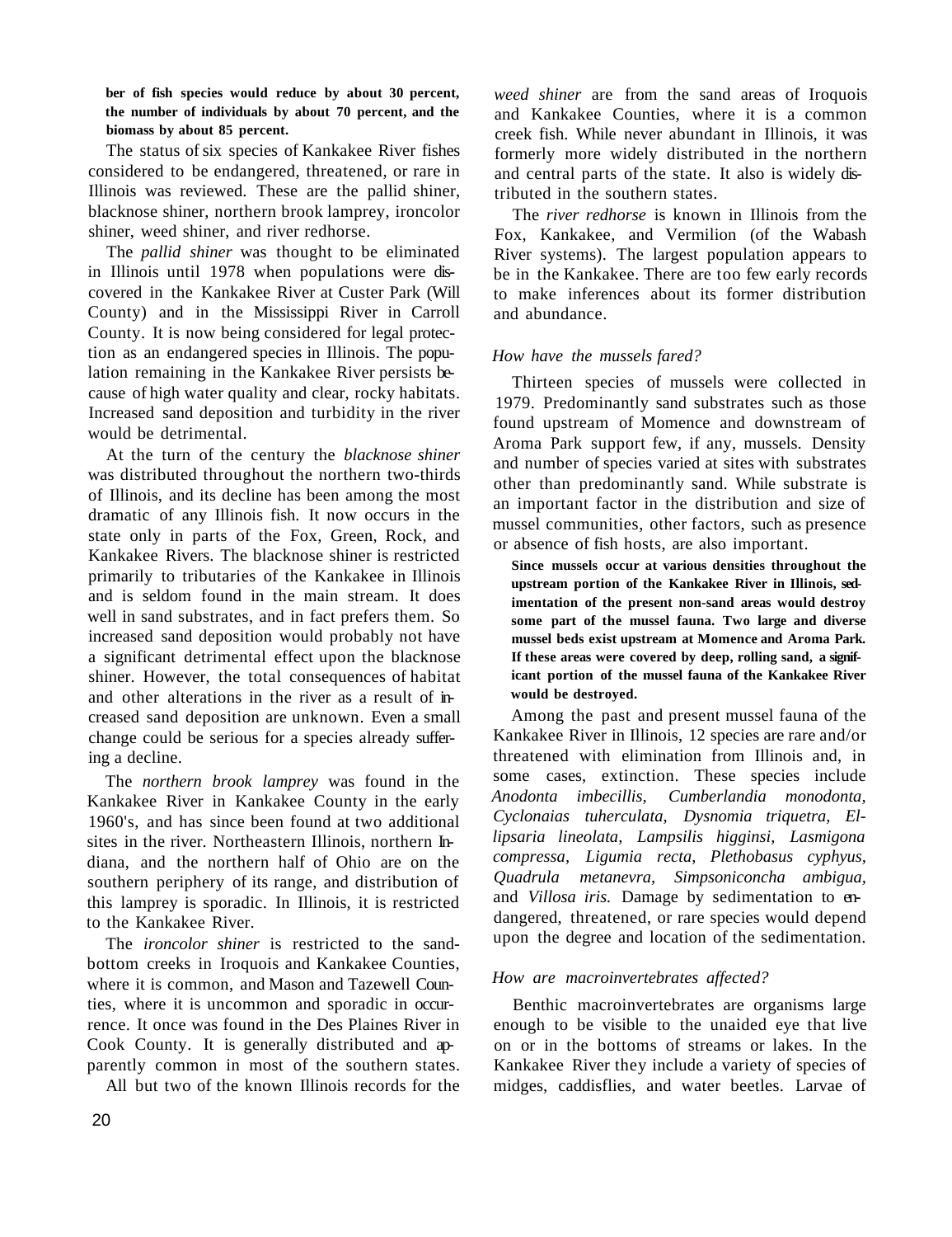**ber of fish species would reduce by about 30 percent, the number of individuals by about 70 percent, and the biomass by about 85 percent.**

The status of six species of Kankakee River fishes considered to be endangered, threatened, or rare in Illinois was reviewed. These are the pallid shiner, blacknose shiner, northern brook lamprey, ironcolor shiner, weed shiner, and river redhorse.

The *pallid shiner* was thought to be eliminated in Illinois until 1978 when populations were discovered in the Kankakee River at Custer Park (Will County) and in the Mississippi River in Carroll County. It is now being considered for legal protection as an endangered species in Illinois. The population remaining in the Kankakee River persists because of high water quality and clear, rocky habitats. Increased sand deposition and turbidity in the river would be detrimental.

At the turn of the century the *blacknose shiner* was distributed throughout the northern two-thirds of Illinois, and its decline has been among the most dramatic of any Illinois fish. It now occurs in the state only in parts of the Fox, Green, Rock, and Kankakee Rivers. The blacknose shiner is restricted primarily to tributaries of the Kankakee in Illinois and is seldom found in the main stream. It does well in sand substrates, and in fact prefers them. So increased sand deposition would probably not have a significant detrimental effect upon the blacknose shiner. However, the total consequences of habitat and other alterations in the river as a result of increased sand deposition are unknown. Even a small change could be serious for a species already suffering a decline.

The *northern brook lamprey* was found in the Kankakee River in Kankakee County in the early 1960's, and has since been found at two additional sites in the river. Northeastern Illinois, northern Indiana, and the northern half of Ohio are on the southern periphery of its range, and distribution of this lamprey is sporadic. In Illinois, it is restricted to the Kankakee River.

The *ironcolor shiner* is restricted to the sand-bottom creeks in Iroquois and Kankakee Counties, where it is common, and Mason and Tazewell Counties, where it is uncommon and sporadic in occurrence. It once was found in the Des Plaines River in Cook County. It is generally distributed and apparently common in most of the southern states.

All but two of the known Illinois records for the *weed shiner* are from the sand areas of Iroquois and Kankakee Counties, where it is a common creek fish. While never abundant in Illinois, it was formerly more widely distributed in the northern and central parts of the state. It also is widely distributed in the southern states.

The *river redhorse* is known in Illinois from the Fox, Kankakee, and Vermilion (of the Wabash River systems). The largest population appears to be in the Kankakee. There are too few early records to make inferences about its former distribution and abundance.

### *How have the mussels fared?*

Thirteen species of mussels were collected in 1979. Predominantly sand substrates such as those found upstream of Momence and downstream of Aroma Park support few, if any, mussels. Density and number of species varied at sites with substrates other than predominantly sand. While substrate is an important factor in the distribution and size of mussel communities, other factors, such as presence or absence of fish hosts, are also important.

**Since mussels occur at various densities throughout the upstream portion of the Kankakee River in Illinois, sedimentation of the present non-sand areas would destroy some part of the mussel fauna. Two large and diverse mussel beds exist upstream at Momence and Aroma Park. If these areas were covered by deep, rolling sand, a significant portion of the mussel fauna of the Kankakee River would be destroyed.**

Among the past and present mussel fauna of the Kankakee River in Illinois, 12 species are rare and/or threatened with elimination from Illinois and, in some cases, extinction. These species include *Anodonta imbecillis, Cumberlandia monodonta, Cyclonaias tuherculata, Dysnomia triquetra, Ellipsaria lineolata, Lampsilis higginsi, Lasmigona compressa, Ligumia recta, Plethobasus cyphyus, Quadrula metanevra, Simpsoniconcha ambigua,* and *Villosa iris.* Damage by sedimentation to endangered, threatened, or rare species would depend upon the degree and location of the sedimentation.

### *How are macroinvertebrates affected?*

Benthic macroinvertebrates are organisms large enough to be visible to the unaided eye that live on or in the bottoms of streams or lakes. In the Kankakee River they include a variety of species of midges, caddisflies, and water beetles. Larvae of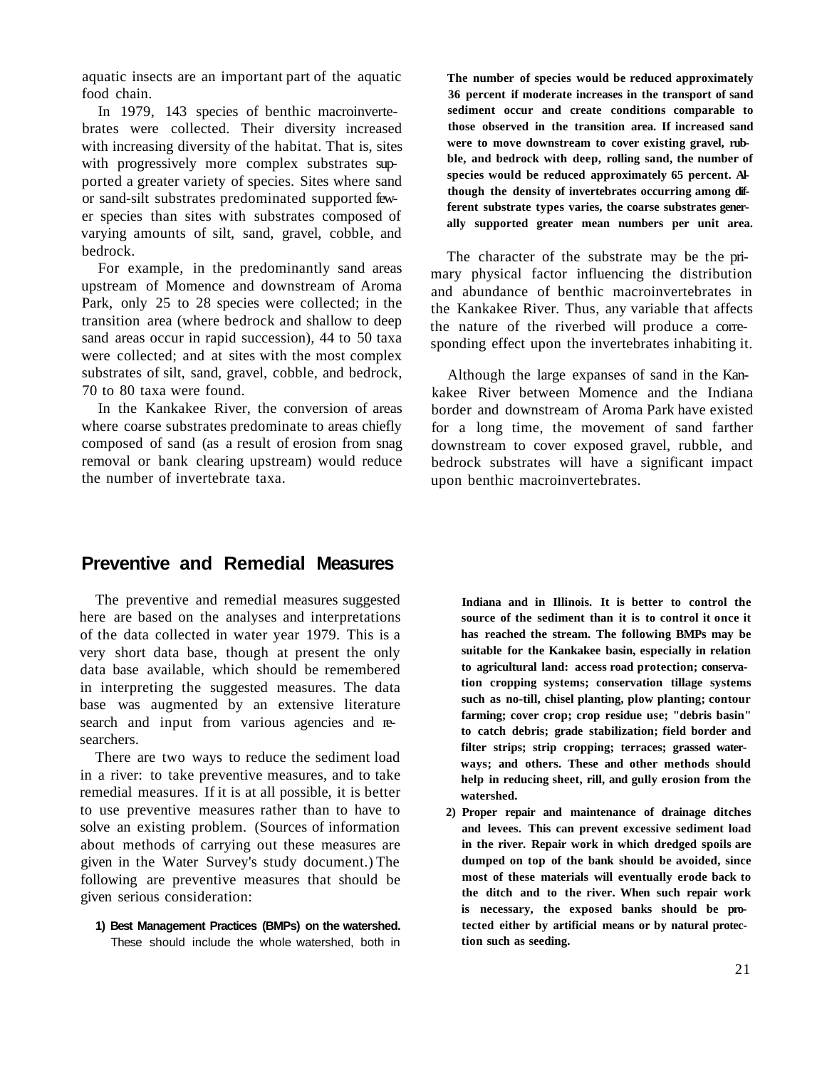aquatic insects are an important part of the aquatic food chain.

In 1979, 143 species of benthic macroinvertebrates were collected. Their diversity increased with increasing diversity of the habitat. That is, sites with progressively more complex substrates supported a greater variety of species. Sites where sand or sand-silt substrates predominated supported fewer species than sites with substrates composed of varying amounts of silt, sand, gravel, cobble, and bedrock.

For example, in the predominantly sand areas upstream of Momence and downstream of Aroma Park, only 25 to 28 species were collected; in the transition area (where bedrock and shallow to deep sand areas occur in rapid succession), 44 to 50 taxa were collected; and at sites with the most complex substrates of silt, sand, gravel, cobble, and bedrock, 70 to 80 taxa were found.

In the Kankakee River, the conversion of areas where coarse substrates predominate to areas chiefly composed of sand (as a result of erosion from snag removal or bank clearing upstream) would reduce the number of invertebrate taxa.

**The number of species would be reduced approximately 36 percent if moderate increases in the transport of sand sediment occur and create conditions comparable to those observed in the transition area. If increased sand were to move downstream to cover existing gravel, rubble, and bedrock with deep, rolling sand, the number of species would be reduced approximately 65 percent. Although the density of invertebrates occurring among different substrate types varies, the coarse substrates generally supported greater mean numbers per unit area.**

The character of the substrate may be the primary physical factor influencing the distribution and abundance of benthic macroinvertebrates in the Kankakee River. Thus, any variable that affects the nature of the riverbed will produce a corresponding effect upon the invertebrates inhabiting it.

Although the large expanses of sand in the Kankakee River between Momence and the Indiana border and downstream of Aroma Park have existed for a long time, the movement of sand farther downstream to cover exposed gravel, rubble, and bedrock substrates will have a significant impact upon benthic macroinvertebrates.

## Preventive and Remedial Measures

The preventive and remedial measures suggested here are based on the analyses and interpretations of the data collected in water year 1979. This is a very short data base, though at present the only data base available, which should be remembered in interpreting the suggested measures. The data base was augmented by an extensive literature search and input from various agencies and researchers.

There are two ways to reduce the sediment load in a river: to take preventive measures, and to take remedial measures. If it is at all possible, it is better to use preventive measures rather than to have to solve an existing problem. (Sources of information about methods of carrying out these measures are given in the Water Survey's study document.) The following are preventive measures that should be given serious consideration:

1) **Best Management Practices (BMPs) on the watershed.** These should include the whole watershed, both in **Indiana and in Illinois. It is better to control the source of the sediment than it is to control it once it has reached the stream. The following BMPs may be suitable for the Kankakee basin, especially in relation to agricultural land: access road protection; conservation cropping systems; conservation tillage systems such as no-till, chisel planting, plow planting; contour farming; cover crop; crop residue use; "debris basin" to catch debris; grade stabilization; field border and filter strips; strip cropping; terraces; grassed waterways; and others. These and other methods should help in reducing sheet, rill, and gully erosion from the watershed.**

2) **Proper repair and maintenance of drainage ditches and levees. This can prevent excessive sediment load in the river. Repair work in which dredged spoils are dumped on top of the bank should be avoided, since most of these materials will eventually erode back to the ditch and to the river. When such repair work is necessary, the exposed banks should be protected either by artificial means or by natural protection such as seeding.**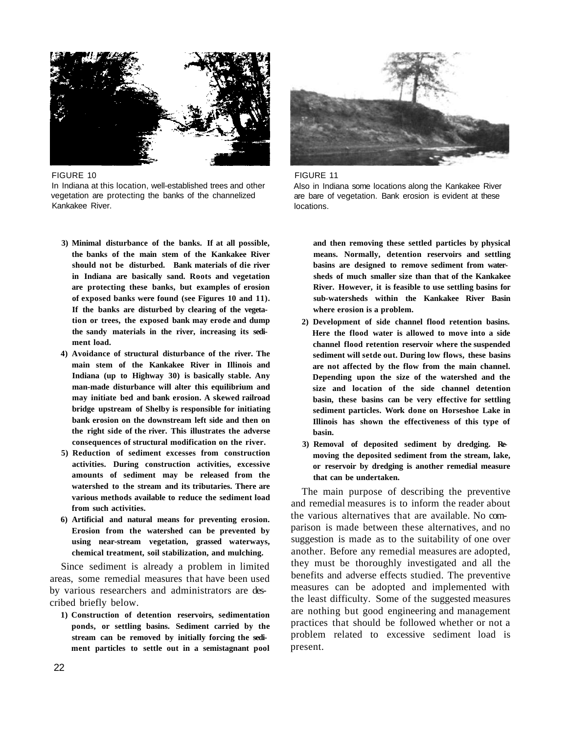FIGURE 10
In Indiana at this location, well-established trees and other vegetation are protecting the banks of the channelized Kankakee River.

FIGURE 11
Also in Indiana some locations along the Kankakee River are bare of vegetation. Bank erosion is evident at these locations.

3) **Minimal disturbance of the banks. If at all possible, the banks of the main stem of the Kankakee River should not be disturbed. Bank materials of die river in Indiana are basically sand. Roots and vegetation are protecting these banks, but examples of erosion of exposed banks were found (see Figures 10 and 11). If the banks are disturbed by clearing of the vegetation or trees, the exposed bank may erode and dump the sandy materials in the river, increasing its sediment load.**
4) **Avoidance of structural disturbance of the river. The main stem of the Kankakee River in Illinois and Indiana (up to Highway 30) is basically stable. Any man-made disturbance will alter this equilibrium and may initiate bed and bank erosion. A skewed railroad bridge upstream of Shelby is responsible for initiating bank erosion on the downstream left side and then on the right side of the river. This illustrates the adverse consequences of structural modification on the river.**
5) **Reduction of sediment excesses from construction activities. During construction activities, excessive amounts of sediment may be released from the watershed to the stream and its tributaries. There are various methods available to reduce the sediment load from such activities.**
6) **Artificial and natural means for preventing erosion. Erosion from the watershed can be prevented by using near-stream vegetation, grassed waterways, chemical treatment, soil stabilization, and mulching.**

Since sediment is already a problem in limited areas, some remedial measures that have been used by various researchers and administrators are described briefly below.

1) **Construction of detention reservoirs, sedimentation ponds, or settling basins. Sediment carried by the stream can be removed by initially forcing the sediment particles to settle out in a semistagnant pool and then removing these settled particles by physical means. Normally, detention reservoirs and settling basins are designed to remove sediment from watersheds of much smaller size than that of the Kankakee River. However, it is feasible to use settling basins for sub-watersheds within the Kankakee River Basin where erosion is a problem.**
2) **Development of side channel flood retention basins. Here the flood water is allowed to move into a side channel flood retention reservoir where the suspended sediment will setde out. During low flows, these basins are not affected by the flow from the main channel. Depending upon the size of the watershed and the size and location of the side channel detention basin, these basins can be very effective for settling sediment particles. Work done on Horseshoe Lake in Illinois has shown the effectiveness of this type of basin.**
3) **Removal of deposited sediment by dredging. Removing the deposited sediment from the stream, lake, or reservoir by dredging is another remedial measure that can be undertaken.**

The main purpose of describing the preventive and remedial measures is to inform the reader about the various alternatives that are available. No comparison is made between these alternatives, and no suggestion is made as to the suitability of one over another. Before any remedial measures are adopted, they must be thoroughly investigated and all the benefits and adverse effects studied. The preventive measures can be adopted and implemented with the least difficulty. Some of the suggested measures are nothing but good engineering and management practices that should be followed whether or not a problem related to excessive sediment load is present.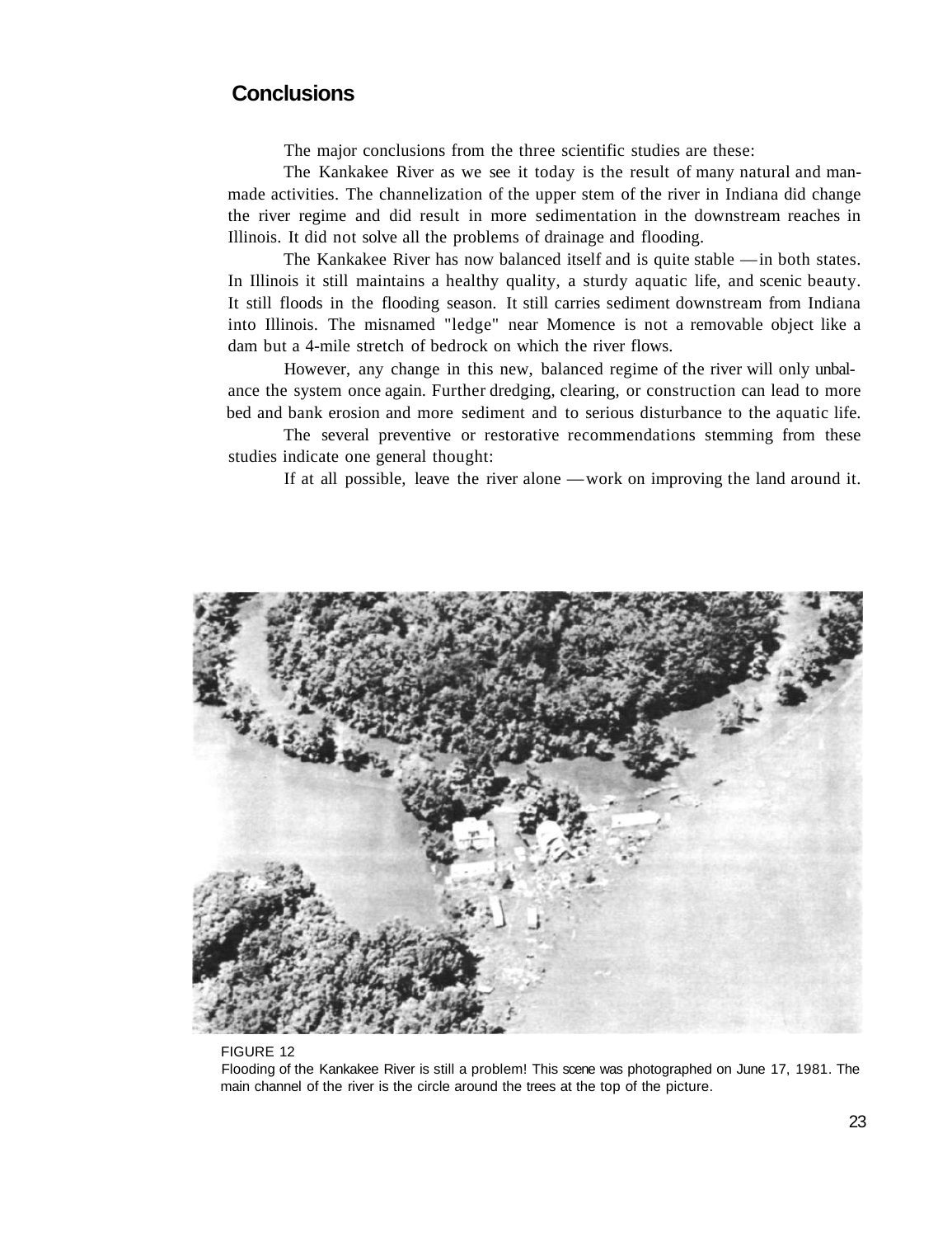## Conclusions

The major conclusions from the three scientific studies are these:

The Kankakee River as we see it today is the result of many natural and man-made activities. The channelization of the upper stem of the river in Indiana did change the river regime and did result in more sedimentation in the downstream reaches in Illinois. It did not solve all the problems of drainage and flooding.

The Kankakee River has now balanced itself and is quite stable — in both states. In Illinois it still maintains a healthy quality, a sturdy aquatic life, and scenic beauty. It still floods in the flooding season. It still carries sediment downstream from Indiana into Illinois. The misnamed "ledge" near Momence is not a removable object like a dam but a 4-mile stretch of bedrock on which the river flows.

However, any change in this new, balanced regime of the river will only unbalance the system once again. Further dredging, clearing, or construction can lead to more bed and bank erosion and more sediment and to serious disturbance to the aquatic life.

The several preventive or restorative recommendations stemming from these studies indicate one general thought:

If at all possible, leave the river alone — work on improving the land around it.

FIGURE 12
Flooding of the Kankakee River is still a problem! This scene was photographed on June 17, 1981. The main channel of the river is the circle around the trees at the top of the picture.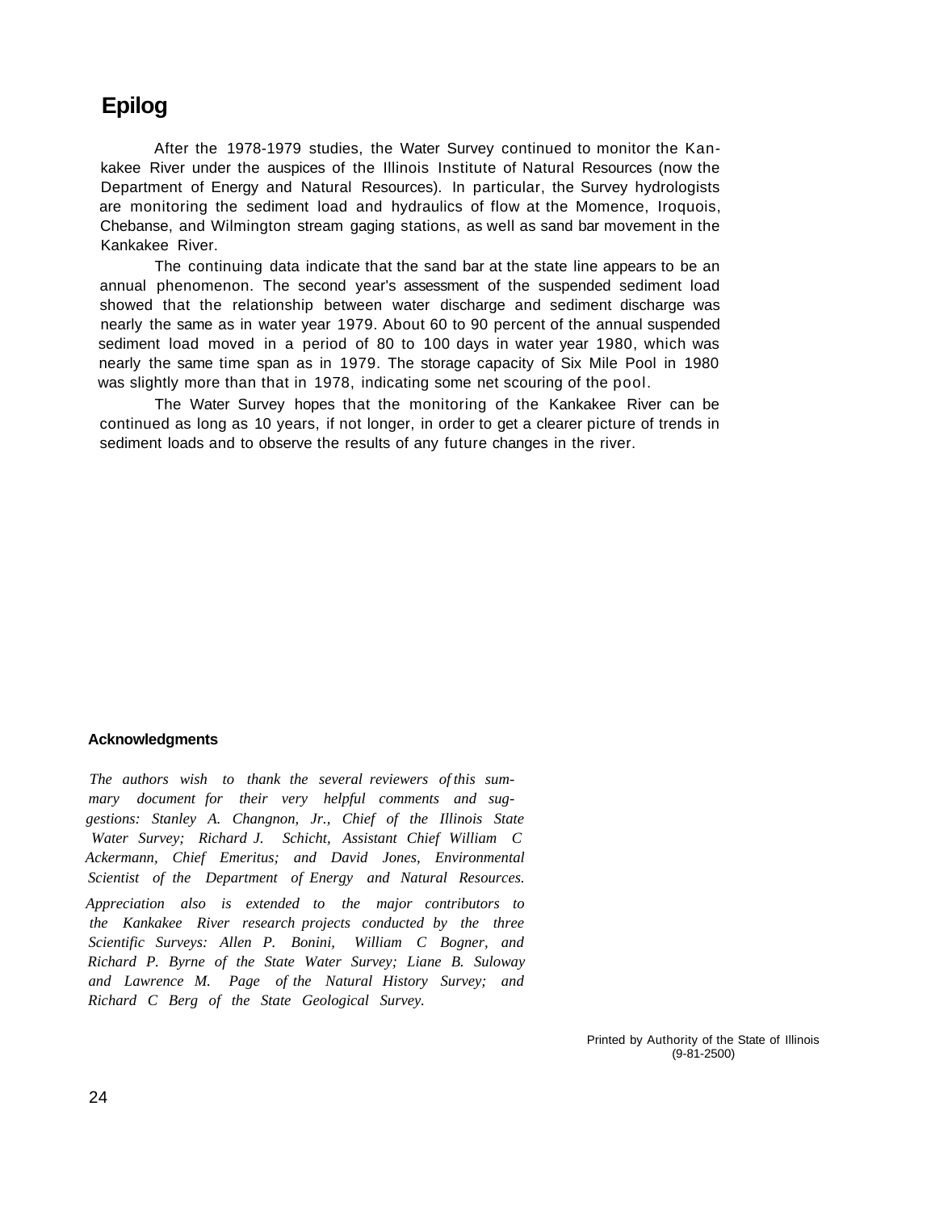# Epilog

After the 1978-1979 studies, the Water Survey continued to monitor the Kankakee River under the auspices of the Illinois Institute of Natural Resources (now the Department of Energy and Natural Resources). In particular, the Survey hydrologists are monitoring the sediment load and hydraulics of flow at the Momence, Iroquois, Chebanse, and Wilmington stream gaging stations, as well as sand bar movement in the Kankakee River.

The continuing data indicate that the sand bar at the state line appears to be an annual phenomenon. The second year's assessment of the suspended sediment load showed that the relationship between water discharge and sediment discharge was nearly the same as in water year 1979. About 60 to 90 percent of the annual suspended sediment load moved in a period of 80 to 100 days in water year 1980, which was nearly the same time span as in 1979. The storage capacity of Six Mile Pool in 1980 was slightly more than that in 1978, indicating some net scouring of the pool.

The Water Survey hopes that the monitoring of the Kankakee River can be continued as long as 10 years, if not longer, in order to get a clearer picture of trends in sediment loads and to observe the results of any future changes in the river.

### Acknowledgments

*The authors wish to thank the several reviewers of this summary document for their very helpful comments and suggestions: Stanley A. Changnon, Jr., Chief of the Illinois State Water Survey; Richard J. Schicht, Assistant Chief William C Ackermann, Chief Emeritus; and David Jones, Environmental Scientist of the Department of Energy and Natural Resources.*

*Appreciation also is extended to the major contributors to the Kankakee River research projects conducted by the three Scientific Surveys: Allen P. Bonini, William C Bogner, and Richard P. Byrne of the State Water Survey; Liane B. Suloway and Lawrence M. Page of the Natural History Survey; and Richard C Berg of the State Geological Survey.*

Printed by Authority of the State of Illinois
(9-81-2500)